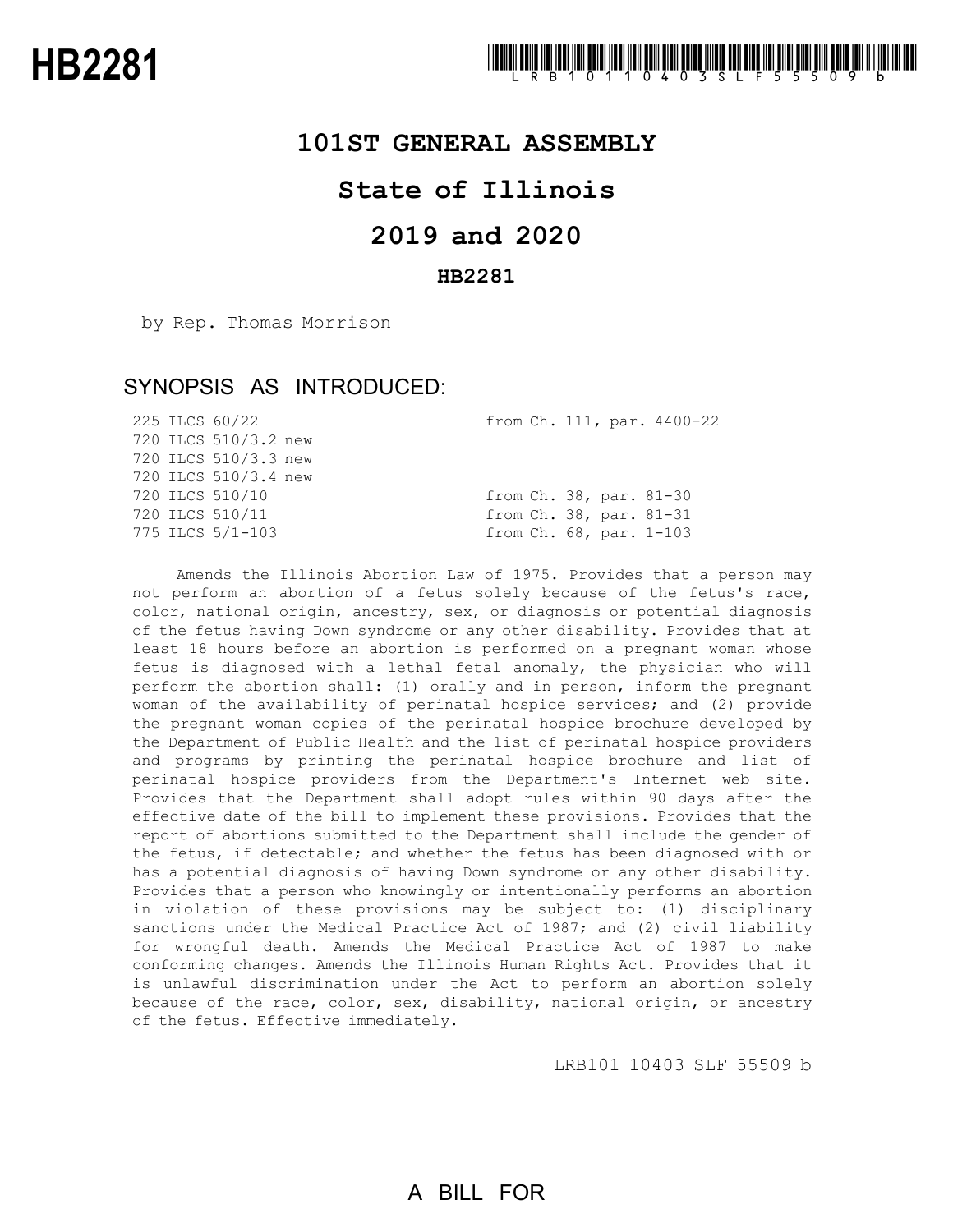HB2281

LRB101 10403 SLF 55509 b

# 101ST GENERAL ASSEMBLY

# State of Illinois

# 2019 and 2020

## HB2281

by Rep. Thomas Morrison

## SYNOPSIS AS INTRODUCED:

| | |
|---|---|
| 225 ILCS 60/22 | from Ch. 111, par. 4400-22 |
| 720 ILCS 510/3.2 new | |
| 720 ILCS 510/3.3 new | |
| 720 ILCS 510/3.4 new | |
| 720 ILCS 510/10 | from Ch. 38, par. 81-30 |
| 720 ILCS 510/11 | from Ch. 38, par. 81-31 |
| 775 ILCS 5/1-103 | from Ch. 68, par. 1-103 |

Amends the Illinois Abortion Law of 1975. Provides that a person may not perform an abortion of a fetus solely because of the fetus's race, color, national origin, ancestry, sex, or diagnosis or potential diagnosis of the fetus having Down syndrome or any other disability. Provides that at least 18 hours before an abortion is performed on a pregnant woman whose fetus is diagnosed with a lethal fetal anomaly, the physician who will perform the abortion shall: (1) orally and in person, inform the pregnant woman of the availability of perinatal hospice services; and (2) provide the pregnant woman copies of the perinatal hospice brochure developed by the Department of Public Health and the list of perinatal hospice providers and programs by printing the perinatal hospice brochure and list of perinatal hospice providers from the Department's Internet web site. Provides that the Department shall adopt rules within 90 days after the effective date of the bill to implement these provisions. Provides that the report of abortions submitted to the Department shall include the gender of the fetus, if detectable; and whether the fetus has been diagnosed with or has a potential diagnosis of having Down syndrome or any other disability. Provides that a person who knowingly or intentionally performs an abortion in violation of these provisions may be subject to: (1) disciplinary sanctions under the Medical Practice Act of 1987; and (2) civil liability for wrongful death. Amends the Medical Practice Act of 1987 to make conforming changes. Amends the Illinois Human Rights Act. Provides that it is unlawful discrimination under the Act to perform an abortion solely because of the race, color, sex, disability, national origin, or ancestry of the fetus. Effective immediately.

LRB101 10403 SLF 55509 b

A BILL FOR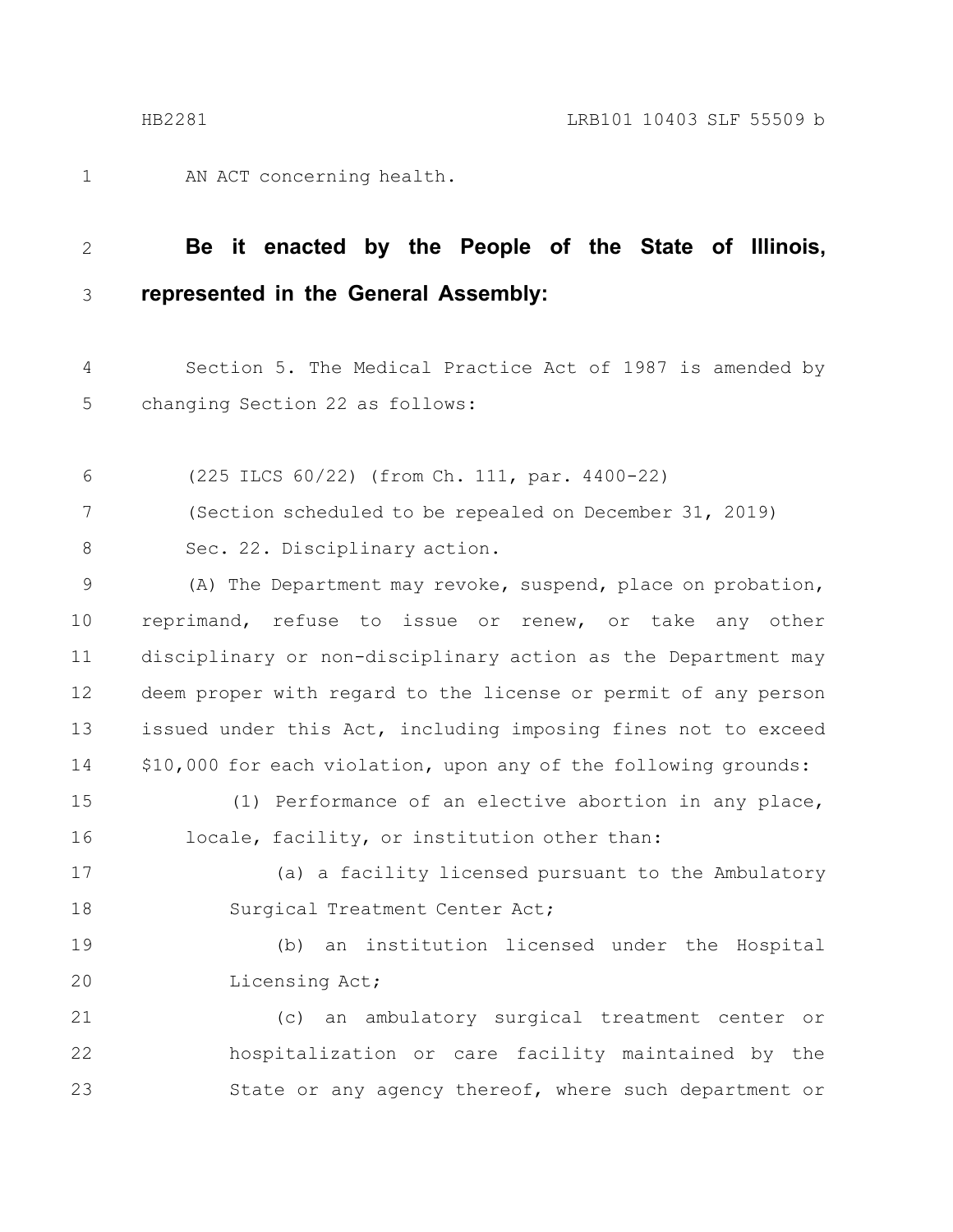AN ACT concerning health.

**Be it enacted by the People of the State of Illinois, represented in the General Assembly:**

Section 5. The Medical Practice Act of 1987 is amended by changing Section 22 as follows:

(225 ILCS 60/22) (from Ch. 111, par. 4400-22)

(Section scheduled to be repealed on December 31, 2019)

Sec. 22. Disciplinary action.

(A) The Department may revoke, suspend, place on probation, reprimand, refuse to issue or renew, or take any other disciplinary or non-disciplinary action as the Department may deem proper with regard to the license or permit of any person issued under this Act, including imposing fines not to exceed $10,000 for each violation, upon any of the following grounds:

(1) Performance of an elective abortion in any place, locale, facility, or institution other than:

(a) a facility licensed pursuant to the Ambulatory Surgical Treatment Center Act;

(b) an institution licensed under the Hospital Licensing Act;

(c) an ambulatory surgical treatment center or hospitalization or care facility maintained by the State or any agency thereof, where such department or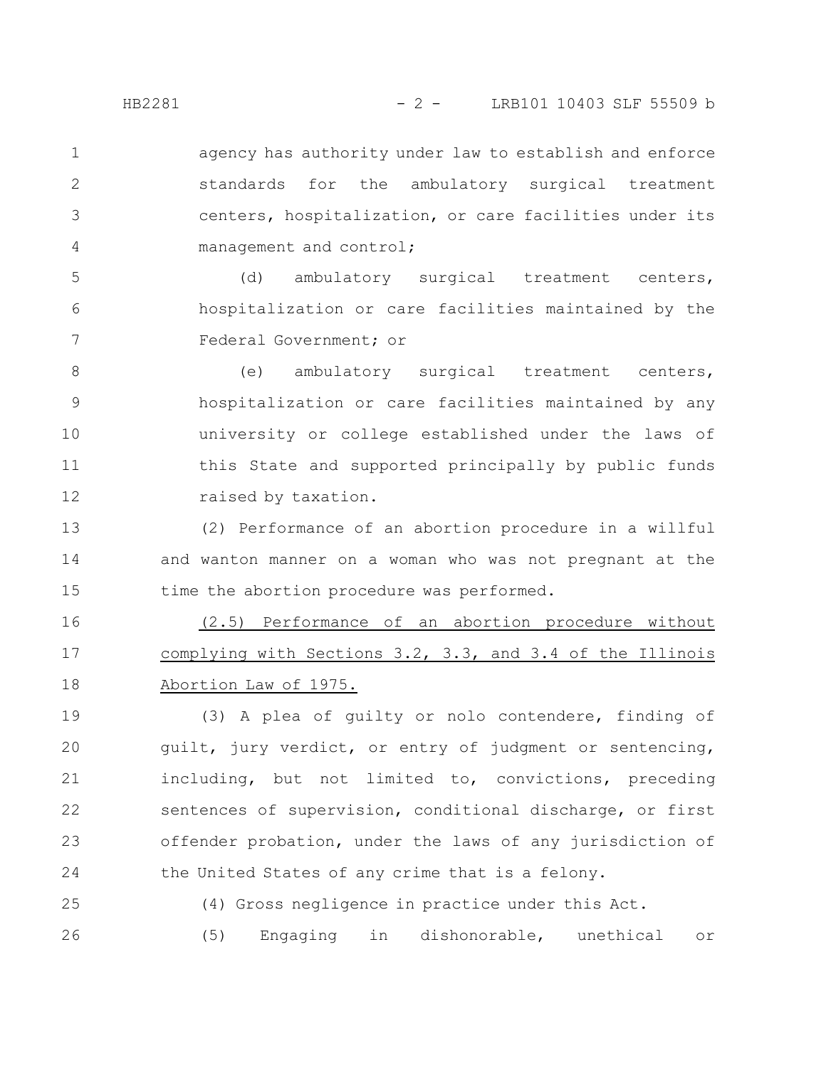agency has authority under law to establish and enforce standards for the ambulatory surgical treatment centers, hospitalization, or care facilities under its management and control;

(d) ambulatory surgical treatment centers, hospitalization or care facilities maintained by the Federal Government; or

(e) ambulatory surgical treatment centers, hospitalization or care facilities maintained by any university or college established under the laws of this State and supported principally by public funds raised by taxation.

(2) Performance of an abortion procedure in a willful and wanton manner on a woman who was not pregnant at the time the abortion procedure was performed.

<u>(2.5) Performance of an abortion procedure without complying with Sections 3.2, 3.3, and 3.4 of the Illinois Abortion Law of 1975.</u>

(3) A plea of guilty or nolo contendere, finding of guilt, jury verdict, or entry of judgment or sentencing, including, but not limited to, convictions, preceding sentences of supervision, conditional discharge, or first offender probation, under the laws of any jurisdiction of the United States of any crime that is a felony.

(4) Gross negligence in practice under this Act.

(5) Engaging in dishonorable, unethical or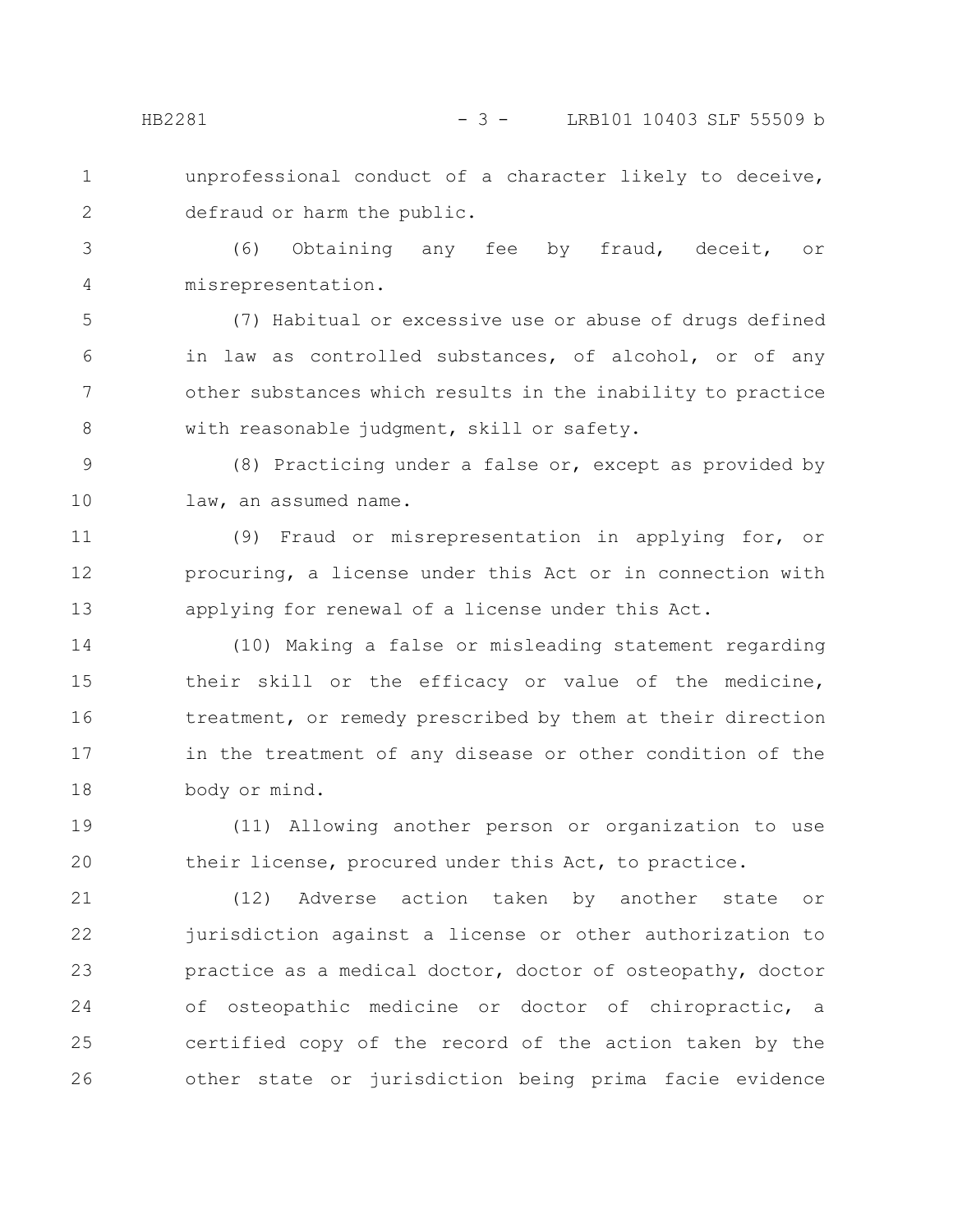unprofessional conduct of a character likely to deceive, defraud or harm the public.

(6) Obtaining any fee by fraud, deceit, or misrepresentation.

(7) Habitual or excessive use or abuse of drugs defined in law as controlled substances, of alcohol, or of any other substances which results in the inability to practice with reasonable judgment, skill or safety.

(8) Practicing under a false or, except as provided by law, an assumed name.

(9) Fraud or misrepresentation in applying for, or procuring, a license under this Act or in connection with applying for renewal of a license under this Act.

(10) Making a false or misleading statement regarding their skill or the efficacy or value of the medicine, treatment, or remedy prescribed by them at their direction in the treatment of any disease or other condition of the body or mind.

(11) Allowing another person or organization to use their license, procured under this Act, to practice.

(12) Adverse action taken by another state or jurisdiction against a license or other authorization to practice as a medical doctor, doctor of osteopathy, doctor of osteopathic medicine or doctor of chiropractic, a certified copy of the record of the action taken by the other state or jurisdiction being prima facie evidence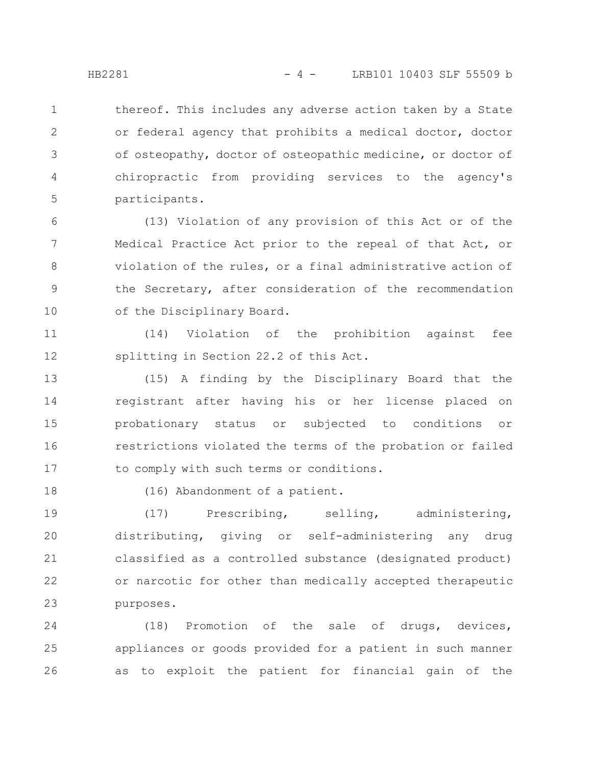thereof. This includes any adverse action taken by a State or federal agency that prohibits a medical doctor, doctor of osteopathy, doctor of osteopathic medicine, or doctor of chiropractic from providing services to the agency's participants.

(13) Violation of any provision of this Act or of the Medical Practice Act prior to the repeal of that Act, or violation of the rules, or a final administrative action of the Secretary, after consideration of the recommendation of the Disciplinary Board.

(14) Violation of the prohibition against fee splitting in Section 22.2 of this Act.

(15) A finding by the Disciplinary Board that the registrant after having his or her license placed on probationary status or subjected to conditions or restrictions violated the terms of the probation or failed to comply with such terms or conditions.

(16) Abandonment of a patient.

(17) Prescribing, selling, administering, distributing, giving or self-administering any drug classified as a controlled substance (designated product) or narcotic for other than medically accepted therapeutic purposes.

(18) Promotion of the sale of drugs, devices, appliances or goods provided for a patient in such manner as to exploit the patient for financial gain of the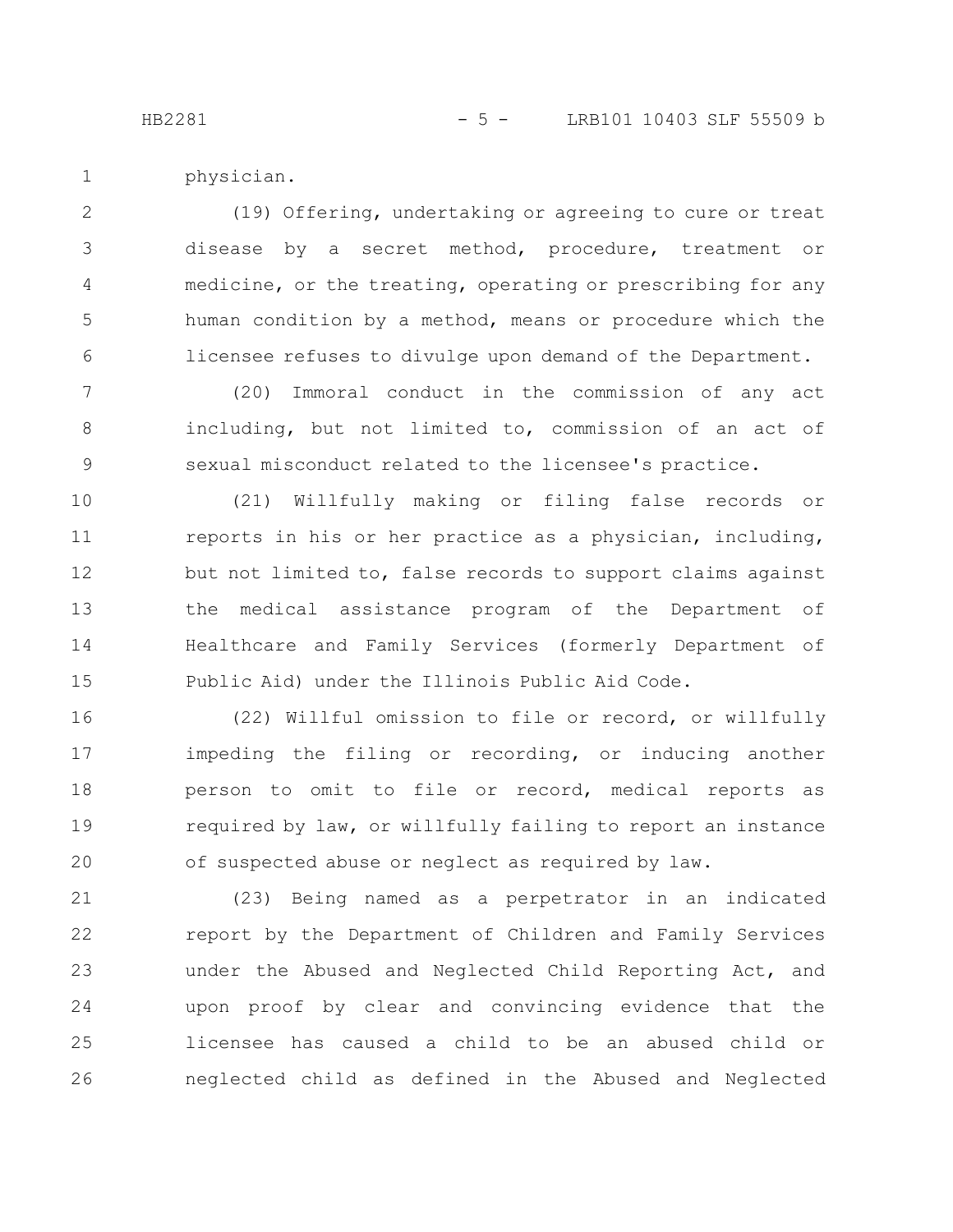physician.

(19) Offering, undertaking or agreeing to cure or treat disease by a secret method, procedure, treatment or medicine, or the treating, operating or prescribing for any human condition by a method, means or procedure which the licensee refuses to divulge upon demand of the Department.

(20) Immoral conduct in the commission of any act including, but not limited to, commission of an act of sexual misconduct related to the licensee's practice.

(21) Willfully making or filing false records or reports in his or her practice as a physician, including, but not limited to, false records to support claims against the medical assistance program of the Department of Healthcare and Family Services (formerly Department of Public Aid) under the Illinois Public Aid Code.

(22) Willful omission to file or record, or willfully impeding the filing or recording, or inducing another person to omit to file or record, medical reports as required by law, or willfully failing to report an instance of suspected abuse or neglect as required by law.

(23) Being named as a perpetrator in an indicated report by the Department of Children and Family Services under the Abused and Neglected Child Reporting Act, and upon proof by clear and convincing evidence that the licensee has caused a child to be an abused child or neglected child as defined in the Abused and Neglected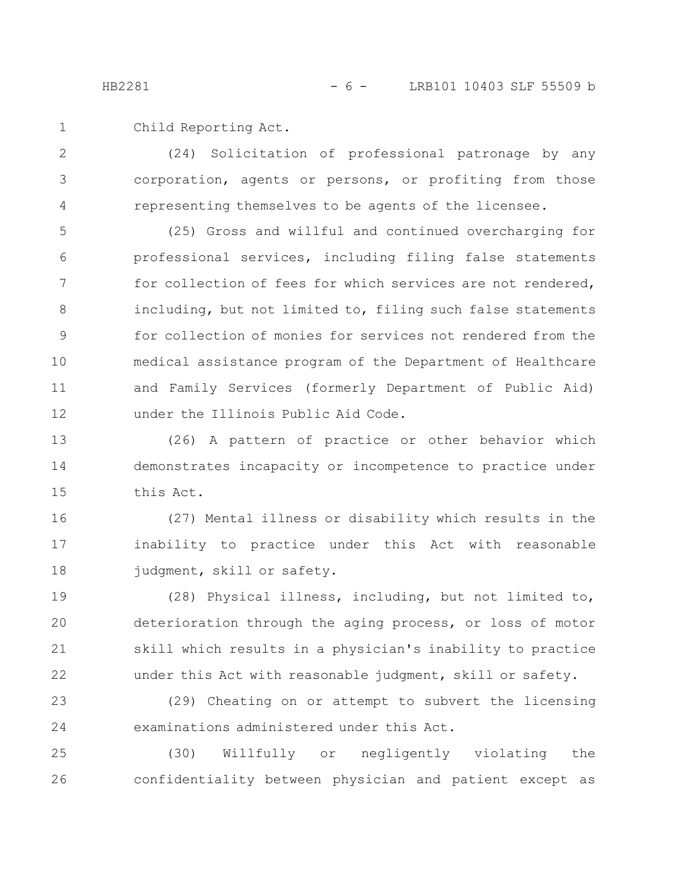Child Reporting Act.

(24) Solicitation of professional patronage by any corporation, agents or persons, or profiting from those representing themselves to be agents of the licensee.

(25) Gross and willful and continued overcharging for professional services, including filing false statements for collection of fees for which services are not rendered, including, but not limited to, filing such false statements for collection of monies for services not rendered from the medical assistance program of the Department of Healthcare and Family Services (formerly Department of Public Aid) under the Illinois Public Aid Code.

(26) A pattern of practice or other behavior which demonstrates incapacity or incompetence to practice under this Act.

(27) Mental illness or disability which results in the inability to practice under this Act with reasonable judgment, skill or safety.

(28) Physical illness, including, but not limited to, deterioration through the aging process, or loss of motor skill which results in a physician's inability to practice under this Act with reasonable judgment, skill or safety.

(29) Cheating on or attempt to subvert the licensing examinations administered under this Act.

(30) Willfully or negligently violating the confidentiality between physician and patient except as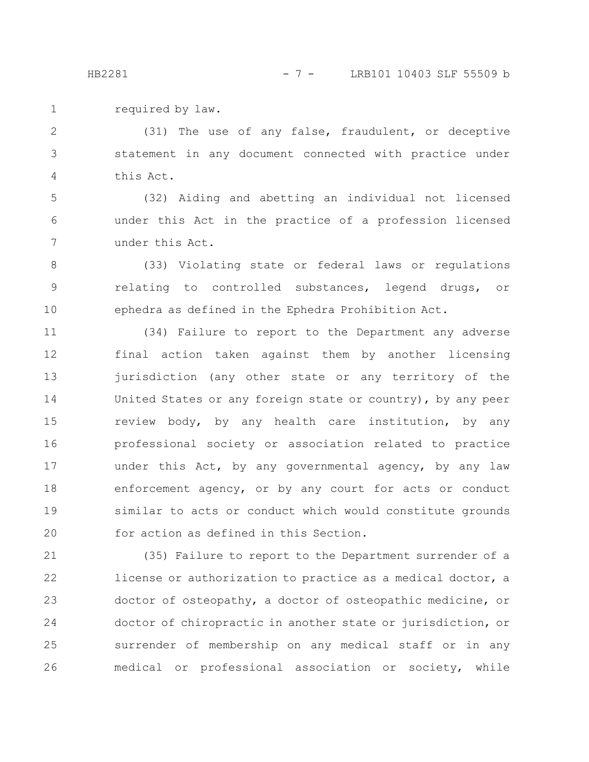required by law.

(31) The use of any false, fraudulent, or deceptive statement in any document connected with practice under this Act.

(32) Aiding and abetting an individual not licensed under this Act in the practice of a profession licensed under this Act.

(33) Violating state or federal laws or regulations relating to controlled substances, legend drugs, or ephedra as defined in the Ephedra Prohibition Act.

(34) Failure to report to the Department any adverse final action taken against them by another licensing jurisdiction (any other state or any territory of the United States or any foreign state or country), by any peer review body, by any health care institution, by any professional society or association related to practice under this Act, by any governmental agency, by any law enforcement agency, or by any court for acts or conduct similar to acts or conduct which would constitute grounds for action as defined in this Section.

(35) Failure to report to the Department surrender of a license or authorization to practice as a medical doctor, a doctor of osteopathy, a doctor of osteopathic medicine, or doctor of chiropractic in another state or jurisdiction, or surrender of membership on any medical staff or in any medical or professional association or society, while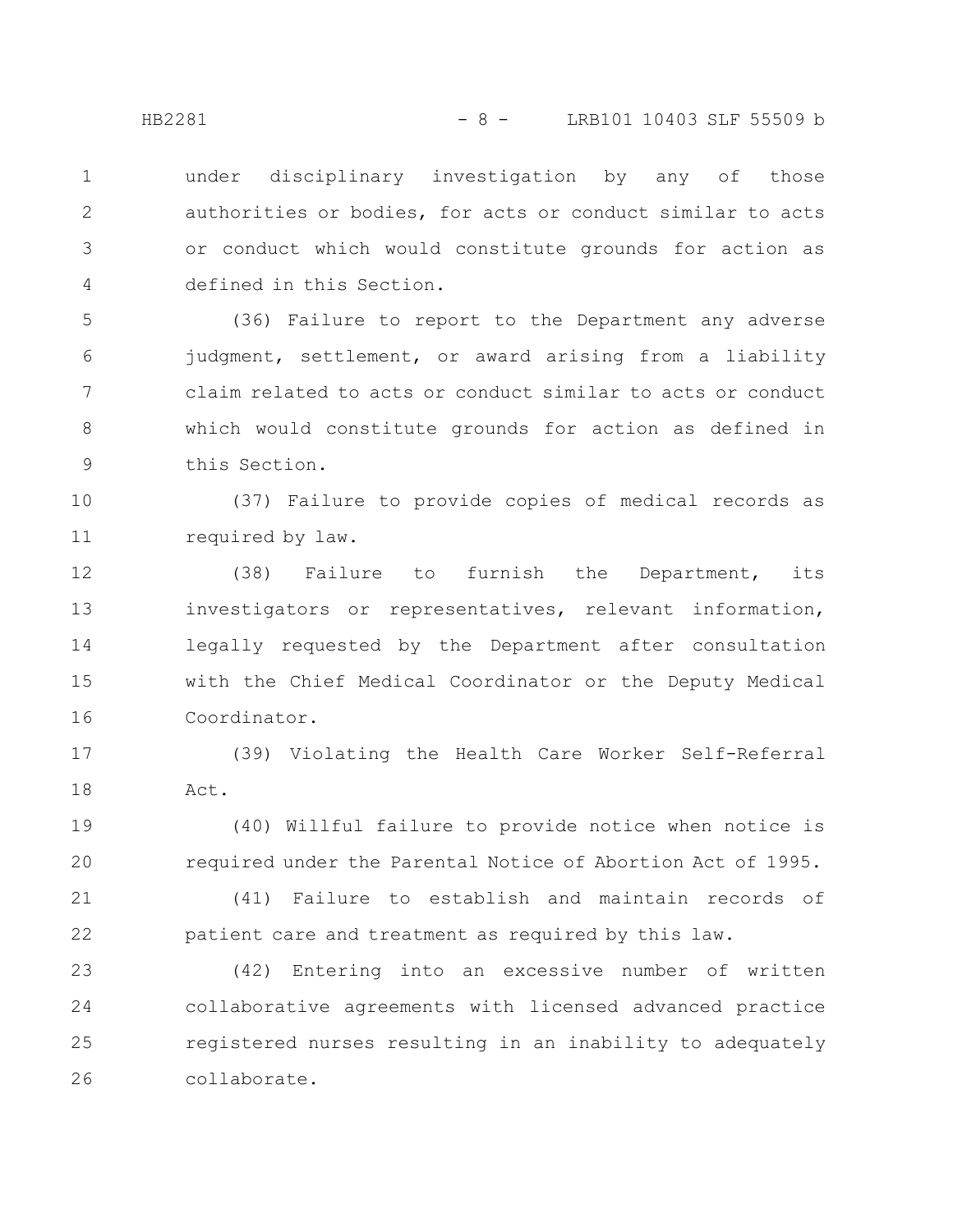under disciplinary investigation by any of those authorities or bodies, for acts or conduct similar to acts or conduct which would constitute grounds for action as defined in this Section.

(36) Failure to report to the Department any adverse judgment, settlement, or award arising from a liability claim related to acts or conduct similar to acts or conduct which would constitute grounds for action as defined in this Section.

(37) Failure to provide copies of medical records as required by law.

(38) Failure to furnish the Department, its investigators or representatives, relevant information, legally requested by the Department after consultation with the Chief Medical Coordinator or the Deputy Medical Coordinator.

(39) Violating the Health Care Worker Self-Referral Act.

(40) Willful failure to provide notice when notice is required under the Parental Notice of Abortion Act of 1995.

(41) Failure to establish and maintain records of patient care and treatment as required by this law.

(42) Entering into an excessive number of written collaborative agreements with licensed advanced practice registered nurses resulting in an inability to adequately collaborate.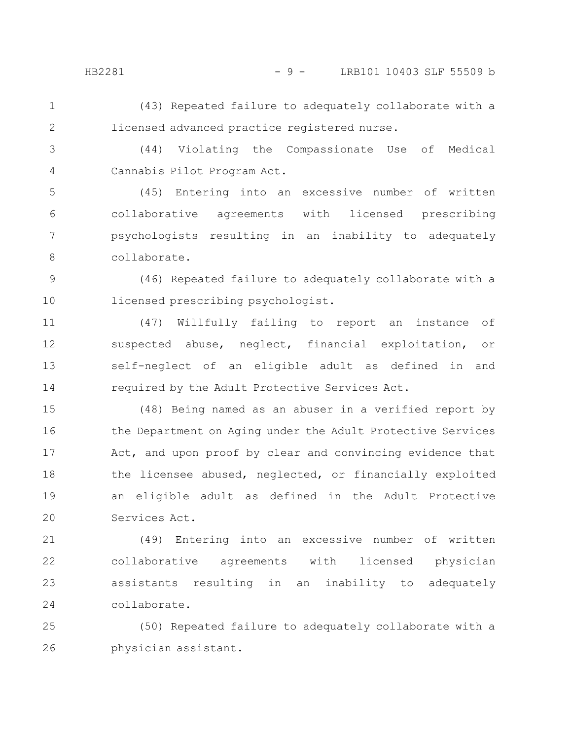(43) Repeated failure to adequately collaborate with a licensed advanced practice registered nurse.

(44) Violating the Compassionate Use of Medical Cannabis Pilot Program Act.

(45) Entering into an excessive number of written collaborative agreements with licensed prescribing psychologists resulting in an inability to adequately collaborate.

(46) Repeated failure to adequately collaborate with a licensed prescribing psychologist.

(47) Willfully failing to report an instance of suspected abuse, neglect, financial exploitation, or self-neglect of an eligible adult as defined in and required by the Adult Protective Services Act.

(48) Being named as an abuser in a verified report by the Department on Aging under the Adult Protective Services Act, and upon proof by clear and convincing evidence that the licensee abused, neglected, or financially exploited an eligible adult as defined in the Adult Protective Services Act.

(49) Entering into an excessive number of written collaborative agreements with licensed physician assistants resulting in an inability to adequately collaborate.

(50) Repeated failure to adequately collaborate with a physician assistant.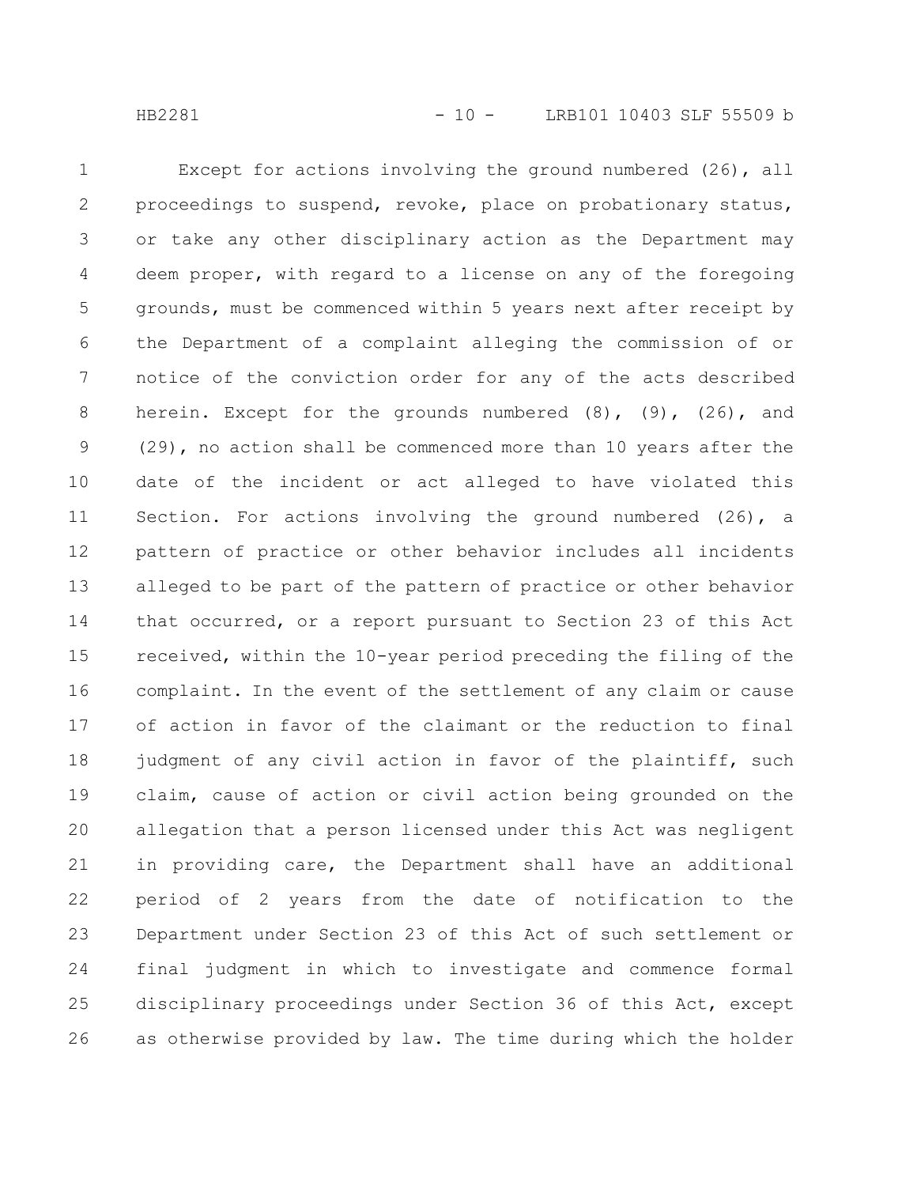Except for actions involving the ground numbered (26), all proceedings to suspend, revoke, place on probationary status, or take any other disciplinary action as the Department may deem proper, with regard to a license on any of the foregoing grounds, must be commenced within 5 years next after receipt by the Department of a complaint alleging the commission of or notice of the conviction order for any of the acts described herein. Except for the grounds numbered (8), (9), (26), and (29), no action shall be commenced more than 10 years after the date of the incident or act alleged to have violated this Section. For actions involving the ground numbered (26), a pattern of practice or other behavior includes all incidents alleged to be part of the pattern of practice or other behavior that occurred, or a report pursuant to Section 23 of this Act received, within the 10-year period preceding the filing of the complaint. In the event of the settlement of any claim or cause of action in favor of the claimant or the reduction to final judgment of any civil action in favor of the plaintiff, such claim, cause of action or civil action being grounded on the allegation that a person licensed under this Act was negligent in providing care, the Department shall have an additional period of 2 years from the date of notification to the Department under Section 23 of this Act of such settlement or final judgment in which to investigate and commence formal disciplinary proceedings under Section 36 of this Act, except as otherwise provided by law. The time during which the holder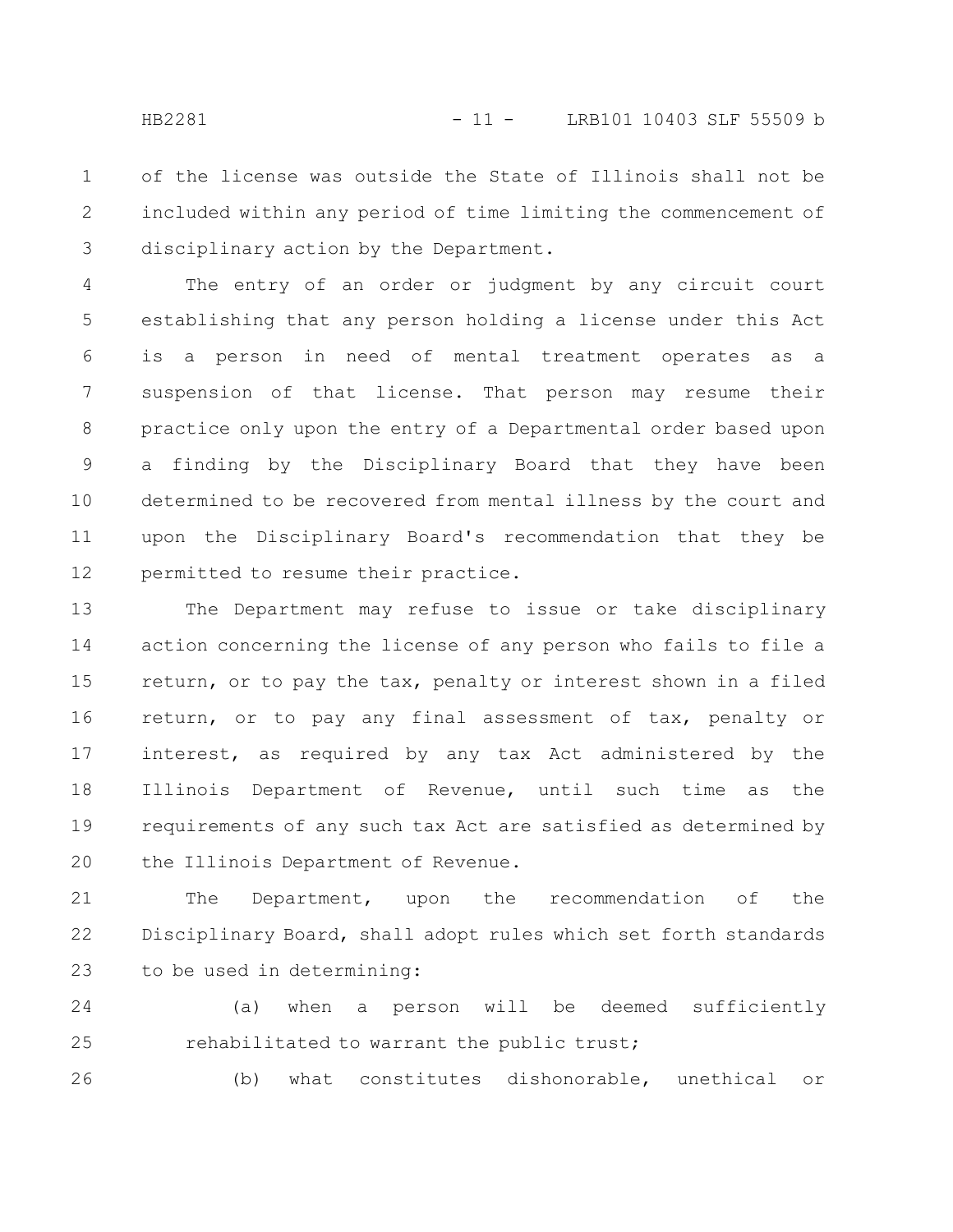of the license was outside the State of Illinois shall not be included within any period of time limiting the commencement of disciplinary action by the Department.

The entry of an order or judgment by any circuit court establishing that any person holding a license under this Act is a person in need of mental treatment operates as a suspension of that license. That person may resume their practice only upon the entry of a Departmental order based upon a finding by the Disciplinary Board that they have been determined to be recovered from mental illness by the court and upon the Disciplinary Board's recommendation that they be permitted to resume their practice.

The Department may refuse to issue or take disciplinary action concerning the license of any person who fails to file a return, or to pay the tax, penalty or interest shown in a filed return, or to pay any final assessment of tax, penalty or interest, as required by any tax Act administered by the Illinois Department of Revenue, until such time as the requirements of any such tax Act are satisfied as determined by the Illinois Department of Revenue.

The Department, upon the recommendation of the Disciplinary Board, shall adopt rules which set forth standards to be used in determining:

(a) when a person will be deemed sufficiently rehabilitated to warrant the public trust;

(b) what constitutes dishonorable, unethical or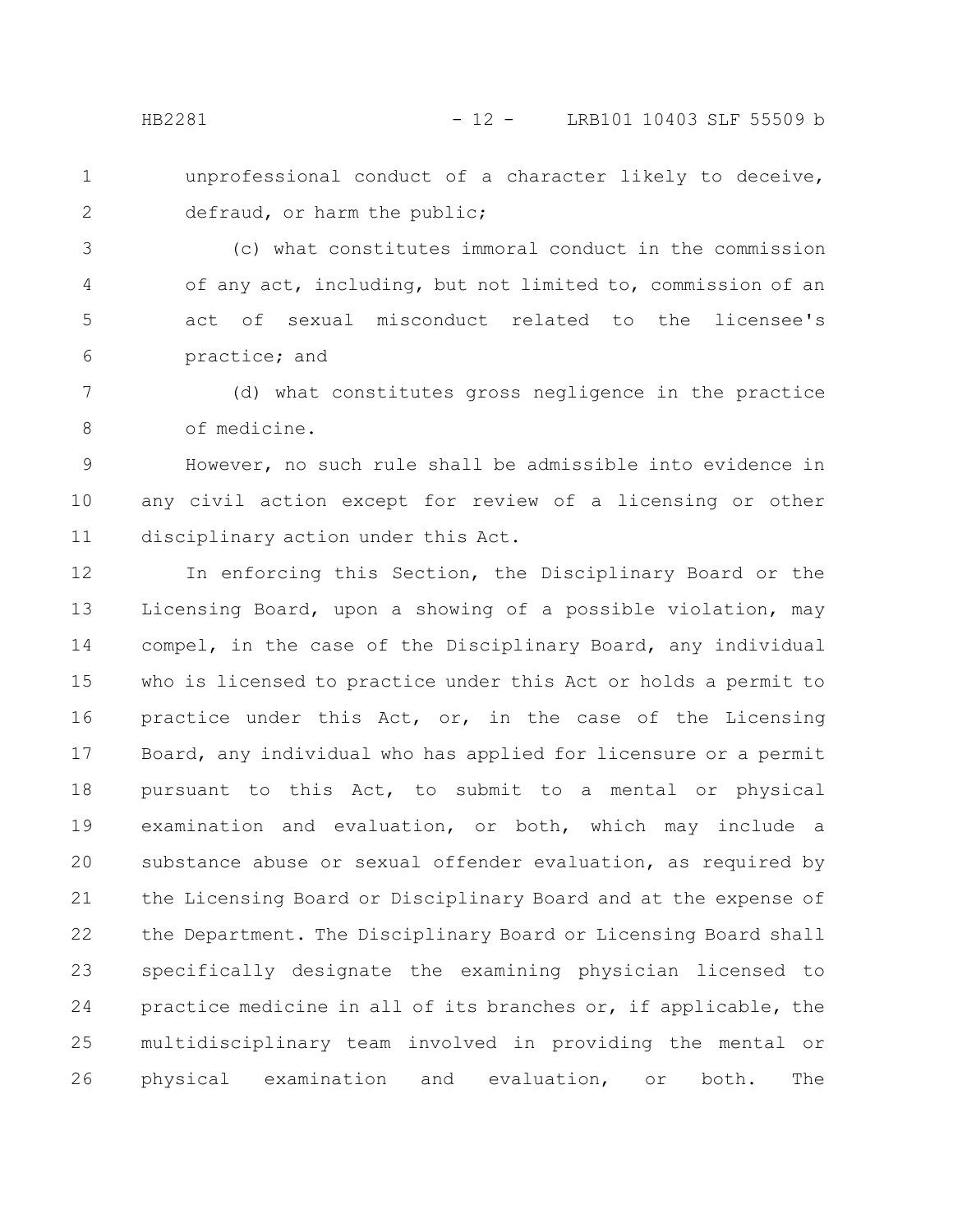unprofessional conduct of a character likely to deceive, defraud, or harm the public;

(c) what constitutes immoral conduct in the commission of any act, including, but not limited to, commission of an act of sexual misconduct related to the licensee's practice; and

(d) what constitutes gross negligence in the practice of medicine.

However, no such rule shall be admissible into evidence in any civil action except for review of a licensing or other disciplinary action under this Act.

In enforcing this Section, the Disciplinary Board or the Licensing Board, upon a showing of a possible violation, may compel, in the case of the Disciplinary Board, any individual who is licensed to practice under this Act or holds a permit to practice under this Act, or, in the case of the Licensing Board, any individual who has applied for licensure or a permit pursuant to this Act, to submit to a mental or physical examination and evaluation, or both, which may include a substance abuse or sexual offender evaluation, as required by the Licensing Board or Disciplinary Board and at the expense of the Department. The Disciplinary Board or Licensing Board shall specifically designate the examining physician licensed to practice medicine in all of its branches or, if applicable, the multidisciplinary team involved in providing the mental or physical examination and evaluation, or both. The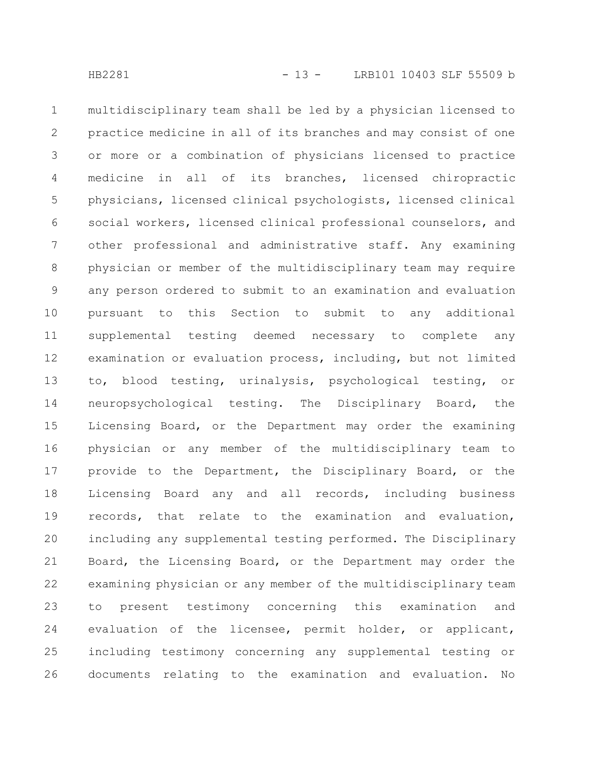multidisciplinary team shall be led by a physician licensed to practice medicine in all of its branches and may consist of one or more or a combination of physicians licensed to practice medicine in all of its branches, licensed chiropractic physicians, licensed clinical psychologists, licensed clinical social workers, licensed clinical professional counselors, and other professional and administrative staff. Any examining physician or member of the multidisciplinary team may require any person ordered to submit to an examination and evaluation pursuant to this Section to submit to any additional supplemental testing deemed necessary to complete any examination or evaluation process, including, but not limited to, blood testing, urinalysis, psychological testing, or neuropsychological testing. The Disciplinary Board, the Licensing Board, or the Department may order the examining physician or any member of the multidisciplinary team to provide to the Department, the Disciplinary Board, or the Licensing Board any and all records, including business records, that relate to the examination and evaluation, including any supplemental testing performed. The Disciplinary Board, the Licensing Board, or the Department may order the examining physician or any member of the multidisciplinary team to present testimony concerning this examination and evaluation of the licensee, permit holder, or applicant, including testimony concerning any supplemental testing or documents relating to the examination and evaluation. No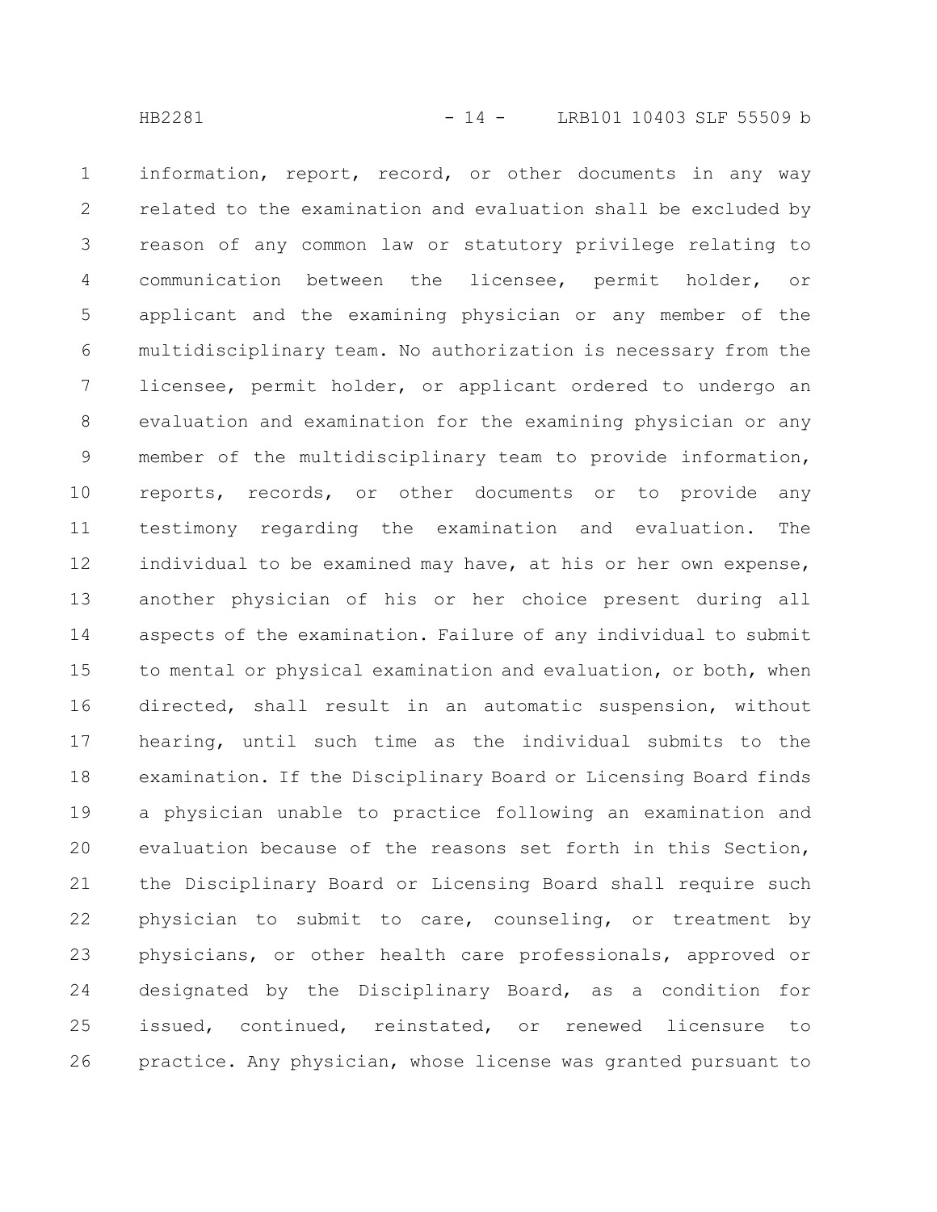information, report, record, or other documents in any way related to the examination and evaluation shall be excluded by reason of any common law or statutory privilege relating to communication between the licensee, permit holder, or applicant and the examining physician or any member of the multidisciplinary team. No authorization is necessary from the licensee, permit holder, or applicant ordered to undergo an evaluation and examination for the examining physician or any member of the multidisciplinary team to provide information, reports, records, or other documents or to provide any testimony regarding the examination and evaluation. The individual to be examined may have, at his or her own expense, another physician of his or her choice present during all aspects of the examination. Failure of any individual to submit to mental or physical examination and evaluation, or both, when directed, shall result in an automatic suspension, without hearing, until such time as the individual submits to the examination. If the Disciplinary Board or Licensing Board finds a physician unable to practice following an examination and evaluation because of the reasons set forth in this Section, the Disciplinary Board or Licensing Board shall require such physician to submit to care, counseling, or treatment by physicians, or other health care professionals, approved or designated by the Disciplinary Board, as a condition for issued, continued, reinstated, or renewed licensure to practice. Any physician, whose license was granted pursuant to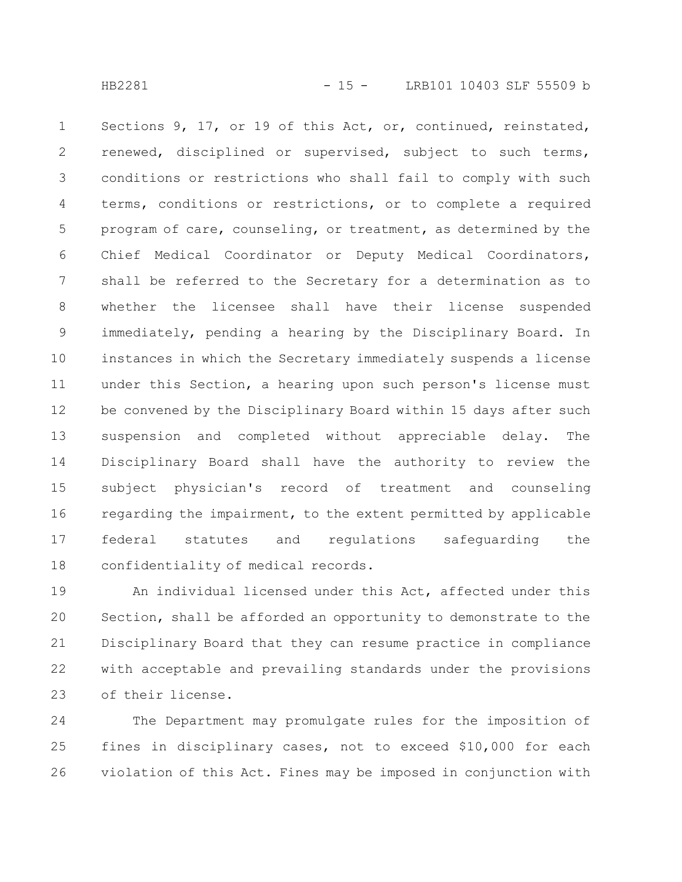Sections 9, 17, or 19 of this Act, or, continued, reinstated, renewed, disciplined or supervised, subject to such terms, conditions or restrictions who shall fail to comply with such terms, conditions or restrictions, or to complete a required program of care, counseling, or treatment, as determined by the Chief Medical Coordinator or Deputy Medical Coordinators, shall be referred to the Secretary for a determination as to whether the licensee shall have their license suspended immediately, pending a hearing by the Disciplinary Board. In instances in which the Secretary immediately suspends a license under this Section, a hearing upon such person's license must be convened by the Disciplinary Board within 15 days after such suspension and completed without appreciable delay. The Disciplinary Board shall have the authority to review the subject physician's record of treatment and counseling regarding the impairment, to the extent permitted by applicable federal statutes and regulations safeguarding the confidentiality of medical records.

An individual licensed under this Act, affected under this Section, shall be afforded an opportunity to demonstrate to the Disciplinary Board that they can resume practice in compliance with acceptable and prevailing standards under the provisions of their license.

The Department may promulgate rules for the imposition of fines in disciplinary cases, not to exceed $10,000 for each violation of this Act. Fines may be imposed in conjunction with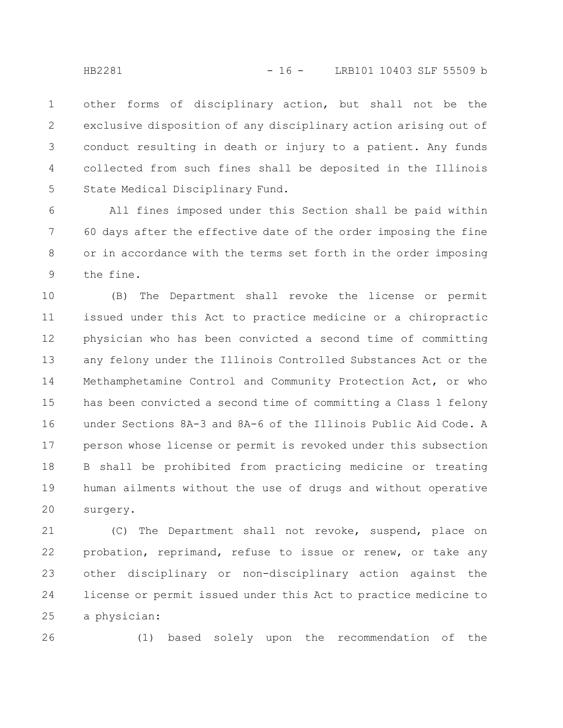other forms of disciplinary action, but shall not be the exclusive disposition of any disciplinary action arising out of conduct resulting in death or injury to a patient. Any funds collected from such fines shall be deposited in the Illinois State Medical Disciplinary Fund.

All fines imposed under this Section shall be paid within 60 days after the effective date of the order imposing the fine or in accordance with the terms set forth in the order imposing the fine.

(B) The Department shall revoke the license or permit issued under this Act to practice medicine or a chiropractic physician who has been convicted a second time of committing any felony under the Illinois Controlled Substances Act or the Methamphetamine Control and Community Protection Act, or who has been convicted a second time of committing a Class 1 felony under Sections 8A-3 and 8A-6 of the Illinois Public Aid Code. A person whose license or permit is revoked under this subsection B shall be prohibited from practicing medicine or treating human ailments without the use of drugs and without operative surgery.

(C) The Department shall not revoke, suspend, place on probation, reprimand, refuse to issue or renew, or take any other disciplinary or non-disciplinary action against the license or permit issued under this Act to practice medicine to a physician:

(1) based solely upon the recommendation of the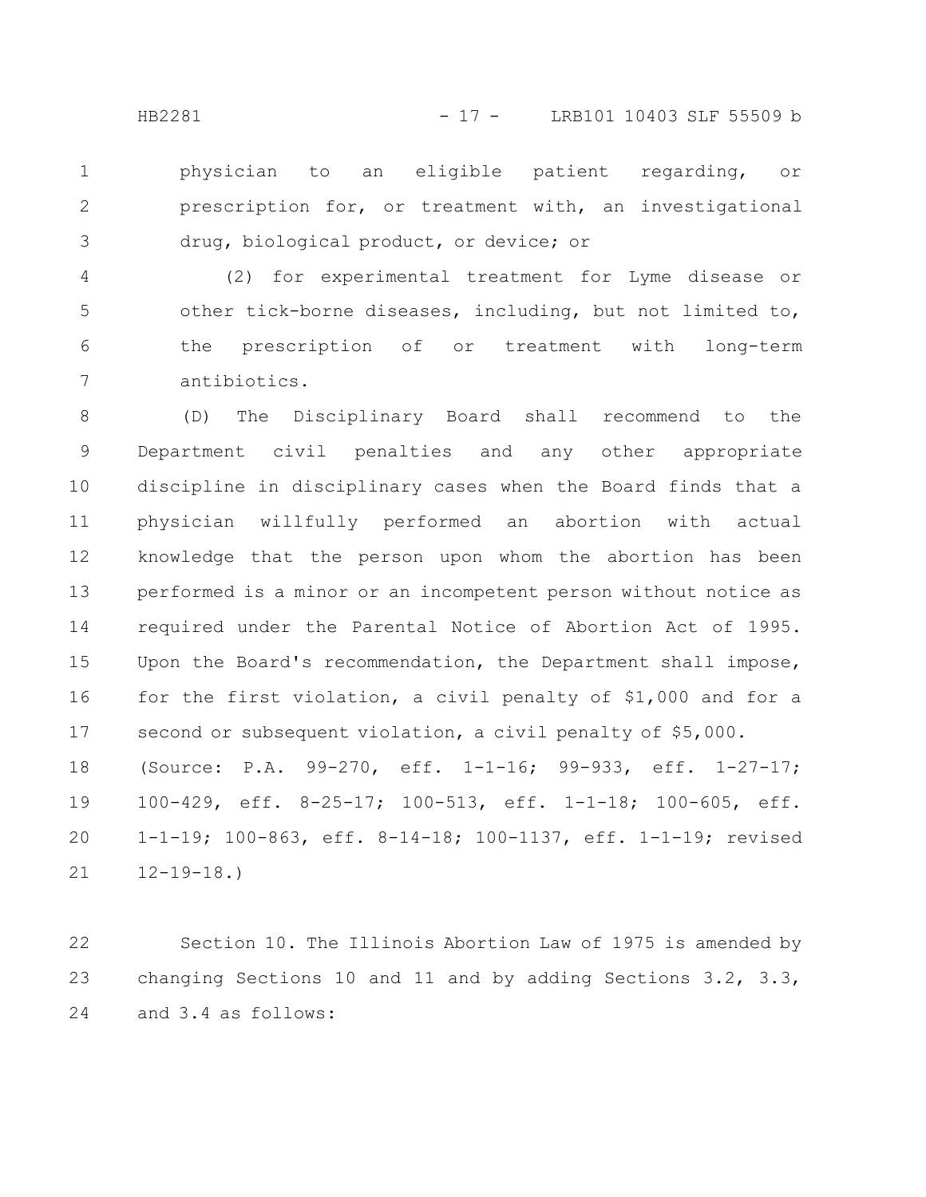physician to an eligible patient regarding, or prescription for, or treatment with, an investigational drug, biological product, or device; or

(2) for experimental treatment for Lyme disease or other tick-borne diseases, including, but not limited to, the prescription of or treatment with long-term antibiotics.

(D) The Disciplinary Board shall recommend to the Department civil penalties and any other appropriate discipline in disciplinary cases when the Board finds that a physician willfully performed an abortion with actual knowledge that the person upon whom the abortion has been performed is a minor or an incompetent person without notice as required under the Parental Notice of Abortion Act of 1995. Upon the Board's recommendation, the Department shall impose, for the first violation, a civil penalty of $1,000 and for a second or subsequent violation, a civil penalty of $5,000.

(Source: P.A. 99-270, eff. 1-1-16; 99-933, eff. 1-27-17; 100-429, eff. 8-25-17; 100-513, eff. 1-1-18; 100-605, eff. 1-1-19; 100-863, eff. 8-14-18; 100-1137, eff. 1-1-19; revised 12-19-18.)

Section 10. The Illinois Abortion Law of 1975 is amended by changing Sections 10 and 11 and by adding Sections 3.2, 3.3, and 3.4 as follows: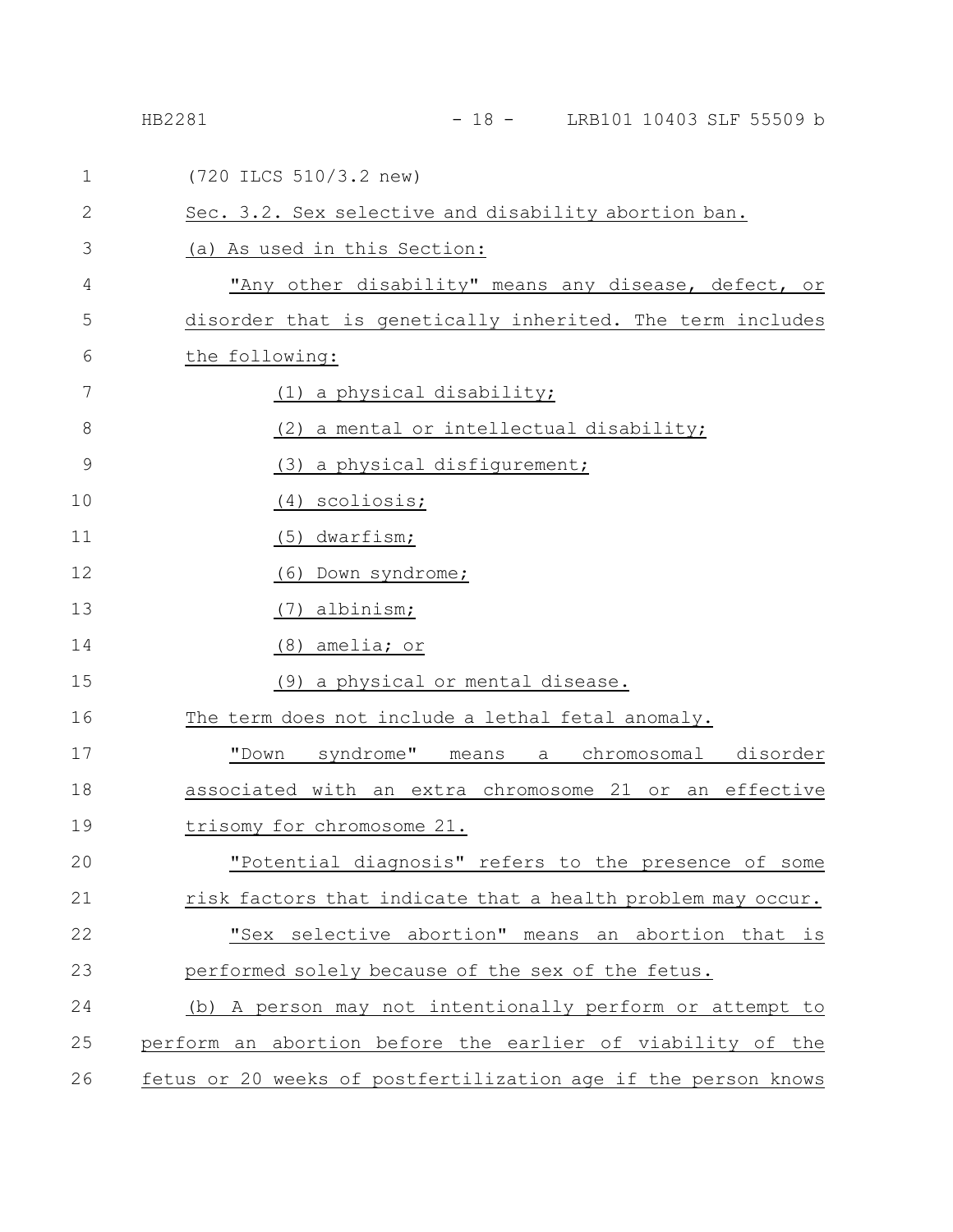(720 ILCS 510/3.2 new)

Sec. 3.2. Sex selective and disability abortion ban.

(a) As used in this Section:

"Any other disability" means any disease, defect, or disorder that is genetically inherited. The term includes the following:

(1) a physical disability;

(2) a mental or intellectual disability;

(3) a physical disfigurement;

(4) scoliosis;

(5) dwarfism;

(6) Down syndrome;

(7) albinism;

(8) amelia; or

(9) a physical or mental disease.

The term does not include a lethal fetal anomaly.

"Down syndrome" means a chromosomal disorder associated with an extra chromosome 21 or an effective trisomy for chromosome 21.

"Potential diagnosis" refers to the presence of some risk factors that indicate that a health problem may occur.

"Sex selective abortion" means an abortion that is performed solely because of the sex of the fetus.

(b) A person may not intentionally perform or attempt to perform an abortion before the earlier of viability of the fetus or 20 weeks of postfertilization age if the person knows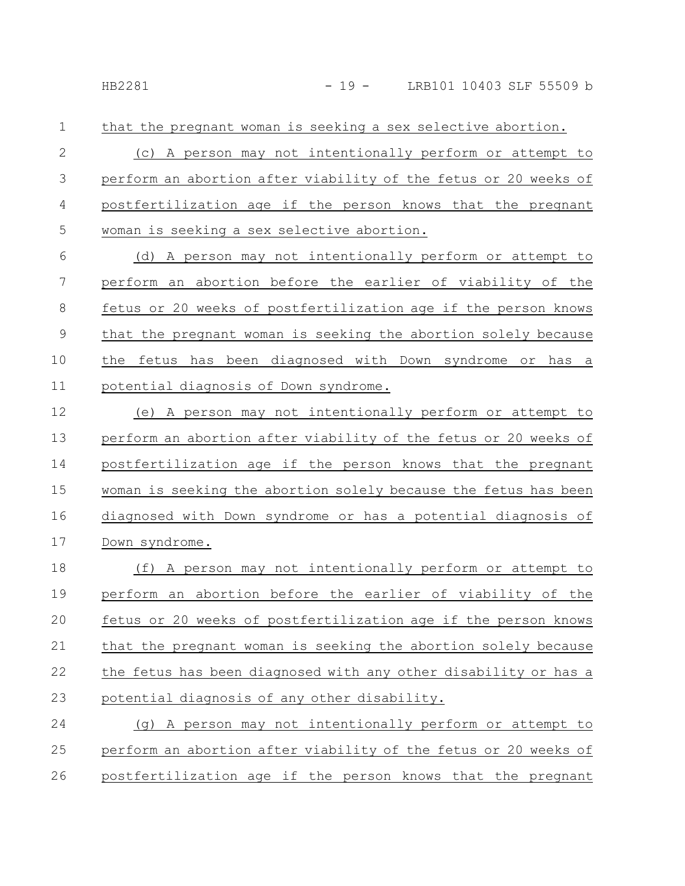that the pregnant woman is seeking a sex selective abortion.

(c) A person may not intentionally perform or attempt to perform an abortion after viability of the fetus or 20 weeks of postfertilization age if the person knows that the pregnant woman is seeking a sex selective abortion.

(d) A person may not intentionally perform or attempt to perform an abortion before the earlier of viability of the fetus or 20 weeks of postfertilization age if the person knows that the pregnant woman is seeking the abortion solely because the fetus has been diagnosed with Down syndrome or has a potential diagnosis of Down syndrome.

(e) A person may not intentionally perform or attempt to perform an abortion after viability of the fetus or 20 weeks of postfertilization age if the person knows that the pregnant woman is seeking the abortion solely because the fetus has been diagnosed with Down syndrome or has a potential diagnosis of Down syndrome.

(f) A person may not intentionally perform or attempt to perform an abortion before the earlier of viability of the fetus or 20 weeks of postfertilization age if the person knows that the pregnant woman is seeking the abortion solely because the fetus has been diagnosed with any other disability or has a potential diagnosis of any other disability.

(g) A person may not intentionally perform or attempt to perform an abortion after viability of the fetus or 20 weeks of postfertilization age if the person knows that the pregnant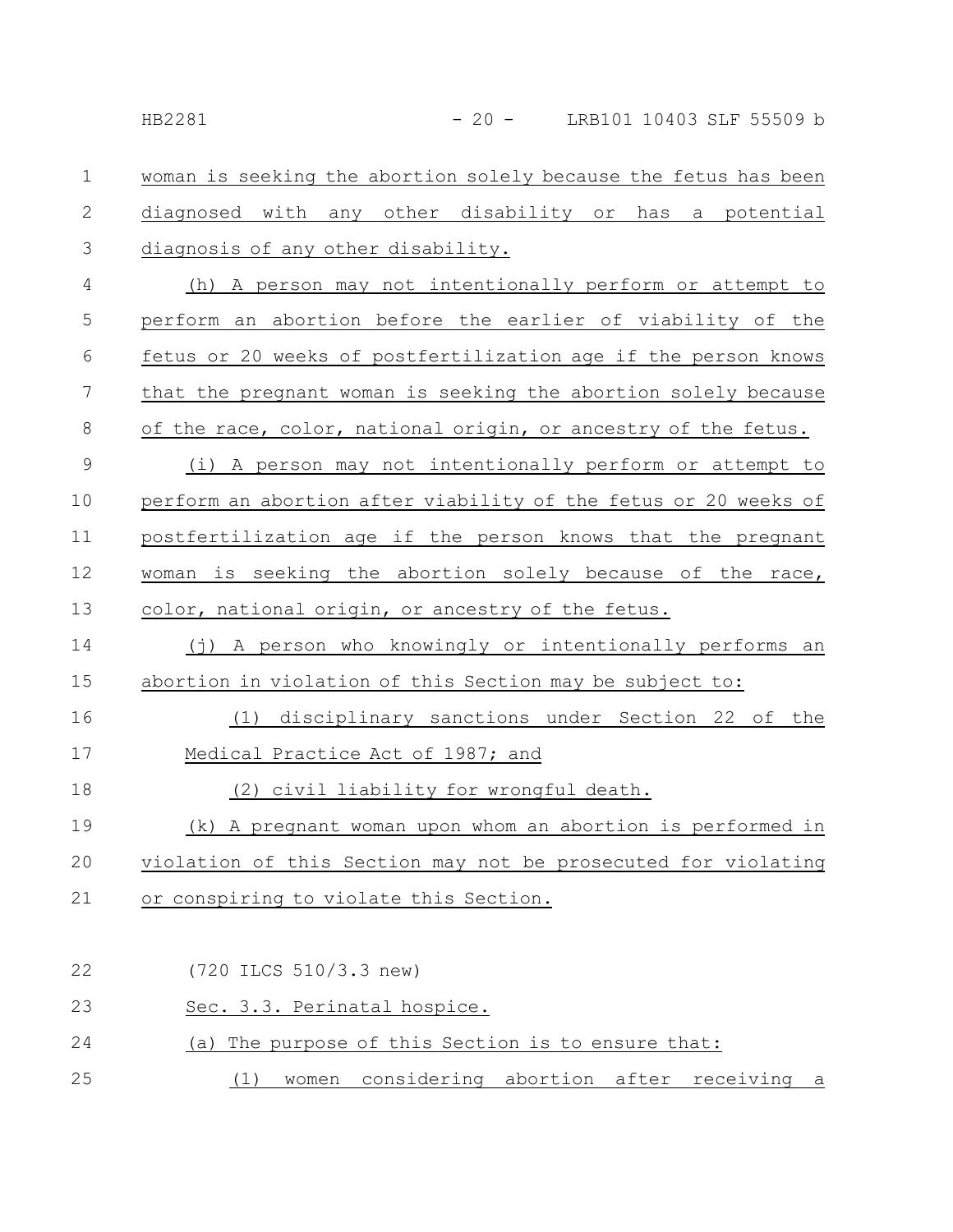woman is seeking the abortion solely because the fetus has been diagnosed with any other disability or has a potential diagnosis of any other disability.

(h) A person may not intentionally perform or attempt to perform an abortion before the earlier of viability of the fetus or 20 weeks of postfertilization age if the person knows that the pregnant woman is seeking the abortion solely because of the race, color, national origin, or ancestry of the fetus.

(i) A person may not intentionally perform or attempt to perform an abortion after viability of the fetus or 20 weeks of postfertilization age if the person knows that the pregnant woman is seeking the abortion solely because of the race, color, national origin, or ancestry of the fetus.

(j) A person who knowingly or intentionally performs an abortion in violation of this Section may be subject to:

(1) disciplinary sanctions under Section 22 of the Medical Practice Act of 1987; and

(2) civil liability for wrongful death.

(k) A pregnant woman upon whom an abortion is performed in violation of this Section may not be prosecuted for violating or conspiring to violate this Section.

(720 ILCS 510/3.3 new)

Sec. 3.3. Perinatal hospice.

(a) The purpose of this Section is to ensure that:

(1) women considering abortion after receiving a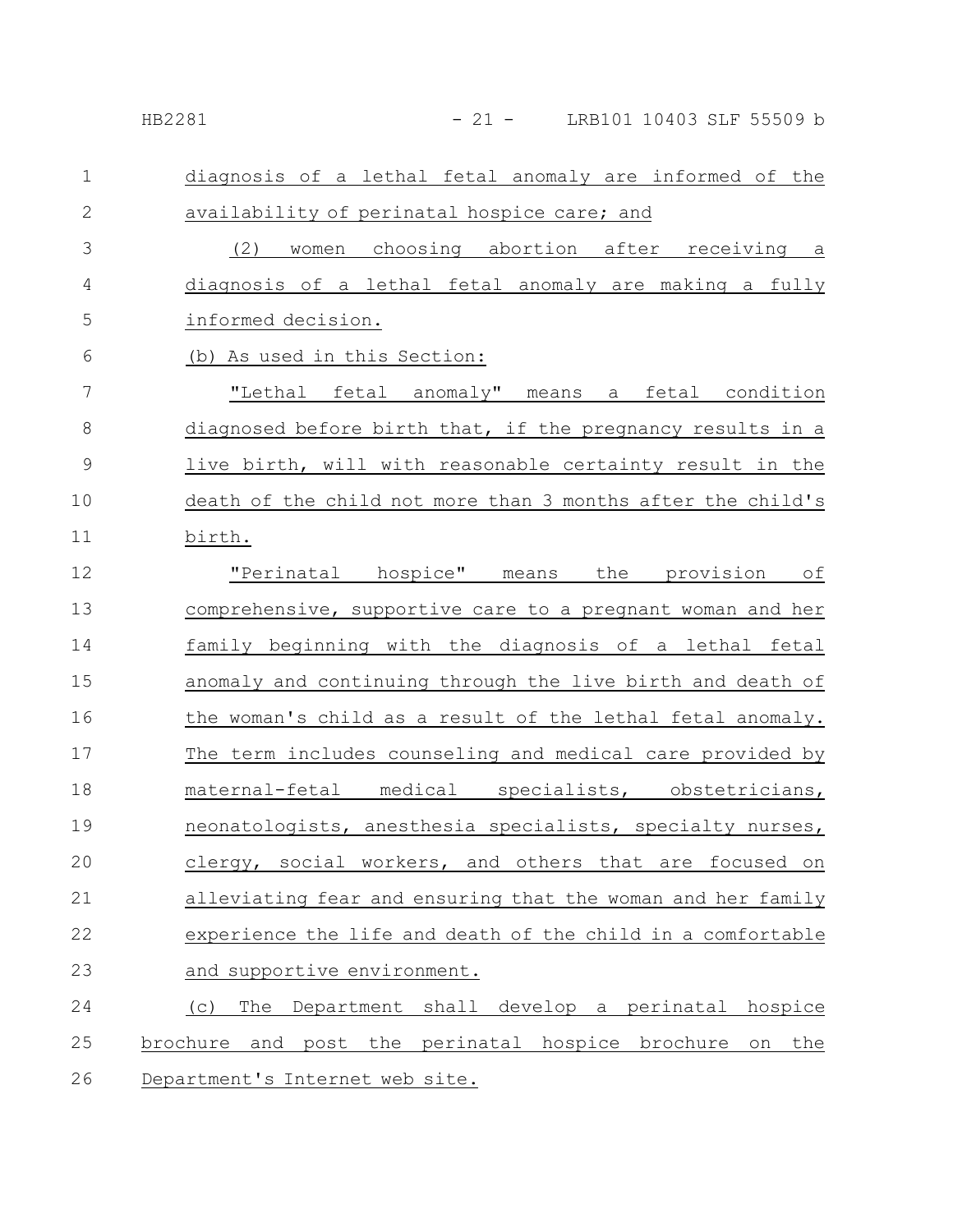diagnosis of a lethal fetal anomaly are informed of the availability of perinatal hospice care; and

(2) women choosing abortion after receiving a diagnosis of a lethal fetal anomaly are making a fully informed decision.

(b) As used in this Section:

"Lethal fetal anomaly" means a fetal condition diagnosed before birth that, if the pregnancy results in a live birth, will with reasonable certainty result in the death of the child not more than 3 months after the child's birth.

"Perinatal hospice" means the provision of comprehensive, supportive care to a pregnant woman and her family beginning with the diagnosis of a lethal fetal anomaly and continuing through the live birth and death of the woman's child as a result of the lethal fetal anomaly. The term includes counseling and medical care provided by maternal-fetal medical specialists, obstetricians, neonatologists, anesthesia specialists, specialty nurses, clergy, social workers, and others that are focused on alleviating fear and ensuring that the woman and her family experience the life and death of the child in a comfortable and supportive environment.

(c) The Department shall develop a perinatal hospice brochure and post the perinatal hospice brochure on the Department's Internet web site.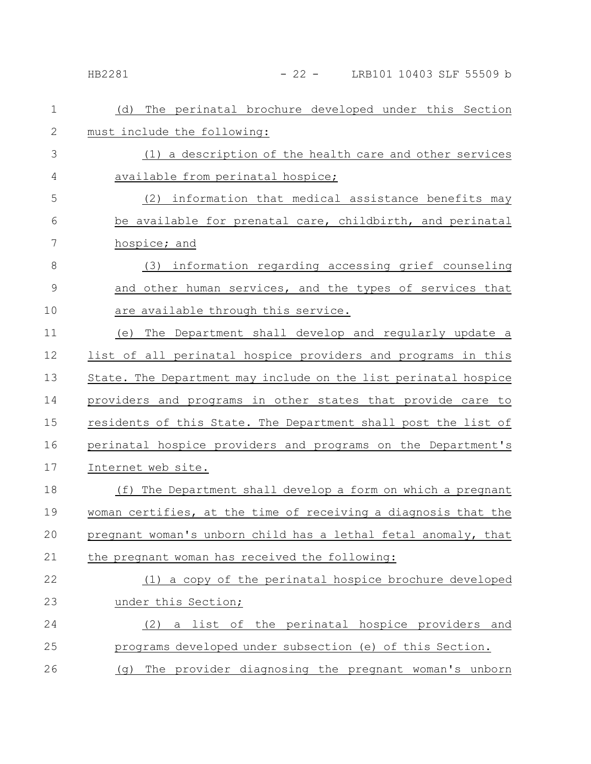(d) The perinatal brochure developed under this Section must include the following:

(1) a description of the health care and other services available from perinatal hospice;

(2) information that medical assistance benefits may be available for prenatal care, childbirth, and perinatal hospice; and

(3) information regarding accessing grief counseling and other human services, and the types of services that are available through this service.

(e) The Department shall develop and regularly update a list of all perinatal hospice providers and programs in this State. The Department may include on the list perinatal hospice providers and programs in other states that provide care to residents of this State. The Department shall post the list of perinatal hospice providers and programs on the Department's Internet web site.

(f) The Department shall develop a form on which a pregnant woman certifies, at the time of receiving a diagnosis that the pregnant woman's unborn child has a lethal fetal anomaly, that the pregnant woman has received the following:

(1) a copy of the perinatal hospice brochure developed under this Section;

(2) a list of the perinatal hospice providers and programs developed under subsection (e) of this Section.

(g) The provider diagnosing the pregnant woman's unborn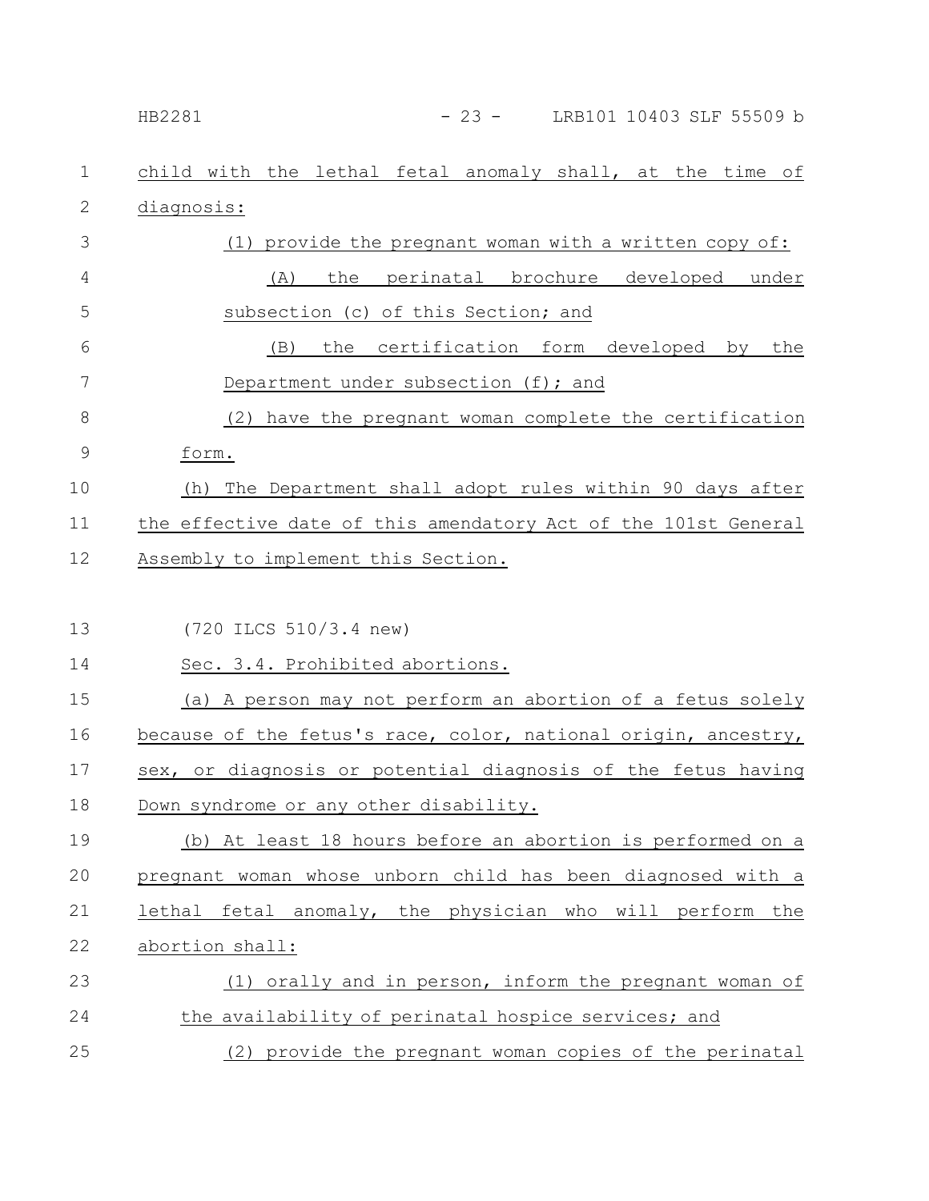child with the lethal fetal anomaly shall, at the time of diagnosis:

(1) provide the pregnant woman with a written copy of:

(A) the perinatal brochure developed under subsection (c) of this Section; and

(B) the certification form developed by the Department under subsection (f); and

(2) have the pregnant woman complete the certification form.

(h) The Department shall adopt rules within 90 days after the effective date of this amendatory Act of the 101st General Assembly to implement this Section.

(720 ILCS 510/3.4 new)

Sec. 3.4. Prohibited abortions.

(a) A person may not perform an abortion of a fetus solely because of the fetus's race, color, national origin, ancestry, sex, or diagnosis or potential diagnosis of the fetus having Down syndrome or any other disability.

(b) At least 18 hours before an abortion is performed on a pregnant woman whose unborn child has been diagnosed with a lethal fetal anomaly, the physician who will perform the abortion shall:

(1) orally and in person, inform the pregnant woman of the availability of perinatal hospice services; and

(2) provide the pregnant woman copies of the perinatal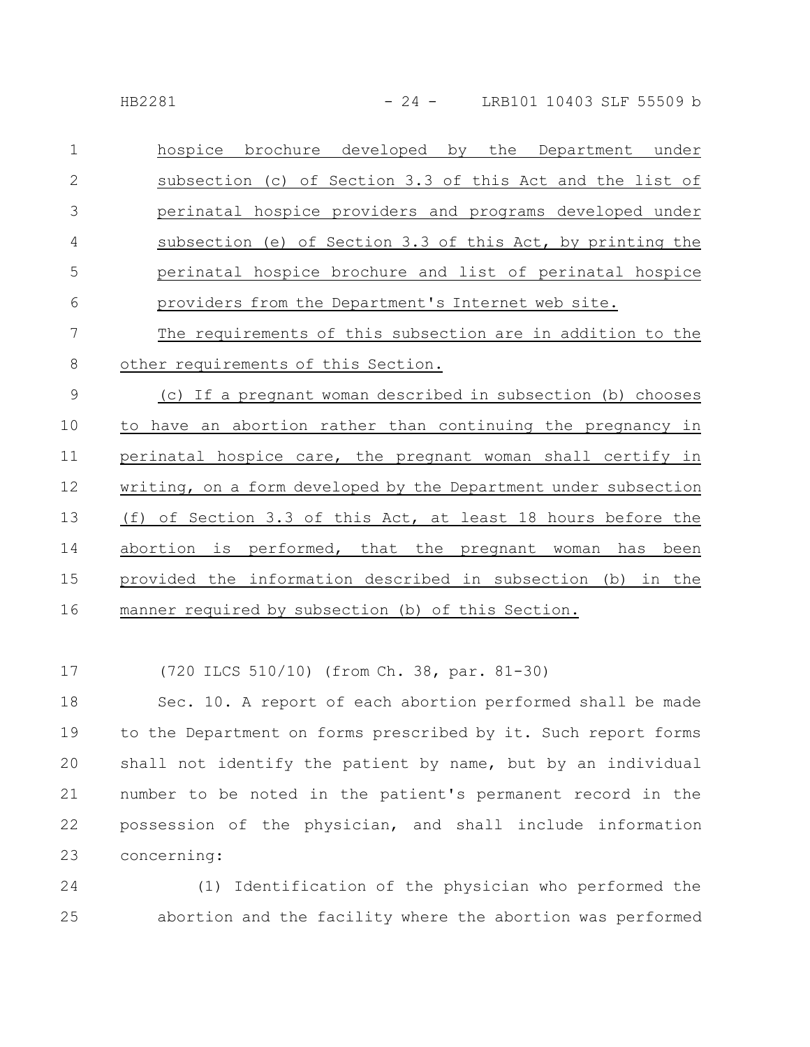hospice brochure developed by the Department under subsection (c) of Section 3.3 of this Act and the list of perinatal hospice providers and programs developed under subsection (e) of Section 3.3 of this Act, by printing the perinatal hospice brochure and list of perinatal hospice providers from the Department's Internet web site.

The requirements of this subsection are in addition to the other requirements of this Section.

(c) If a pregnant woman described in subsection (b) chooses to have an abortion rather than continuing the pregnancy in perinatal hospice care, the pregnant woman shall certify in writing, on a form developed by the Department under subsection (f) of Section 3.3 of this Act, at least 18 hours before the abortion is performed, that the pregnant woman has been provided the information described in subsection (b) in the manner required by subsection (b) of this Section.

(720 ILCS 510/10) (from Ch. 38, par. 81-30)

Sec. 10. A report of each abortion performed shall be made to the Department on forms prescribed by it. Such report forms shall not identify the patient by name, but by an individual number to be noted in the patient's permanent record in the possession of the physician, and shall include information concerning:

(1) Identification of the physician who performed the abortion and the facility where the abortion was performed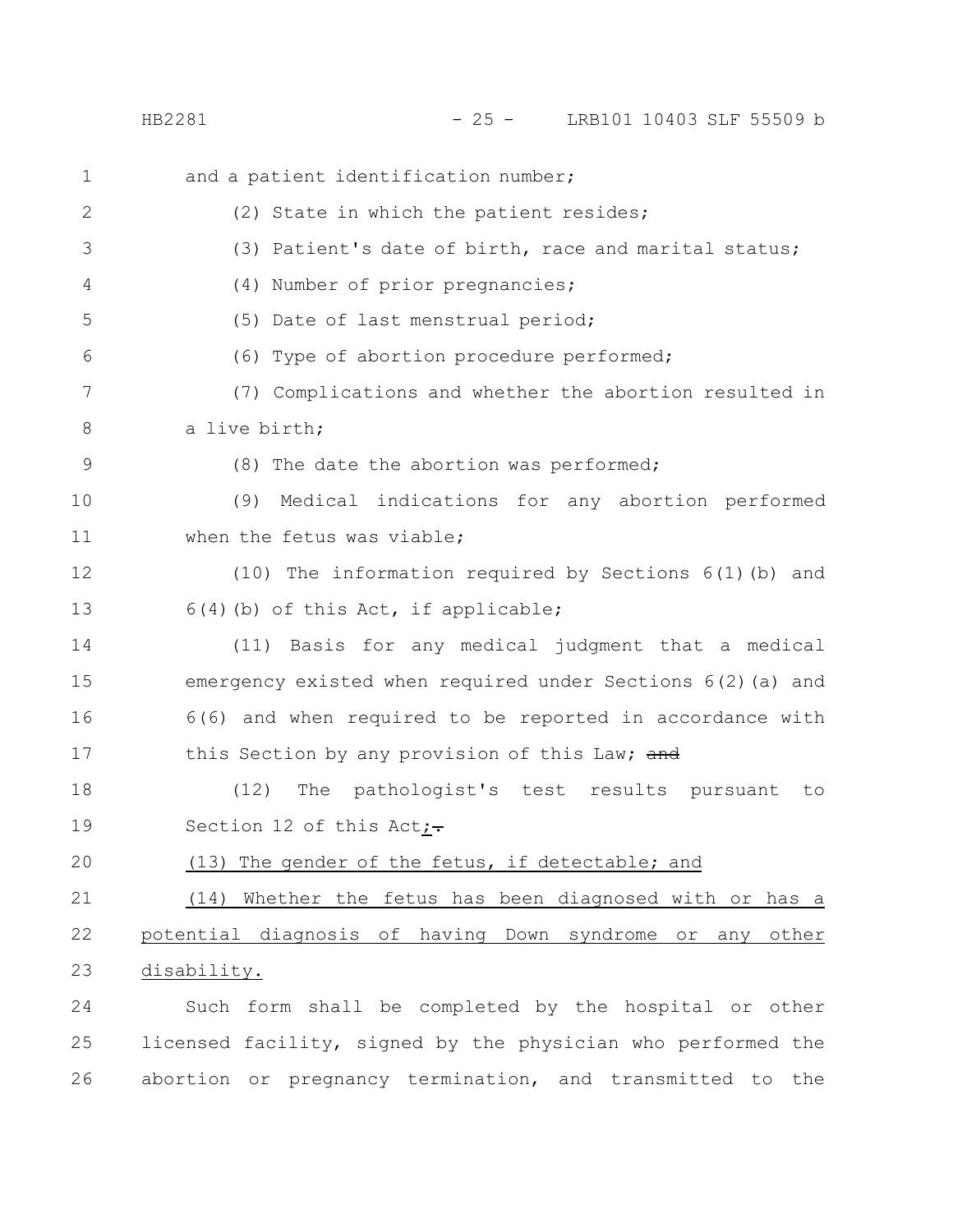and a patient identification number;

(2) State in which the patient resides;

(3) Patient's date of birth, race and marital status;

(4) Number of prior pregnancies;

(5) Date of last menstrual period;

(6) Type of abortion procedure performed;

(7) Complications and whether the abortion resulted in a live birth;

(8) The date the abortion was performed;

(9) Medical indications for any abortion performed when the fetus was viable;

(10) The information required by Sections 6(1)(b) and 6(4)(b) of this Act, if applicable;

(11) Basis for any medical judgment that a medical emergency existed when required under Sections 6(2)(a) and 6(6) and when required to be reported in accordance with this Section by any provision of this Law; ~~and~~

(12) The pathologist's test results pursuant to Section 12 of this Act;~~.~~

(13) The gender of the fetus, if detectable; and

(14) Whether the fetus has been diagnosed with or has a potential diagnosis of having Down syndrome or any other disability.

Such form shall be completed by the hospital or other licensed facility, signed by the physician who performed the abortion or pregnancy termination, and transmitted to the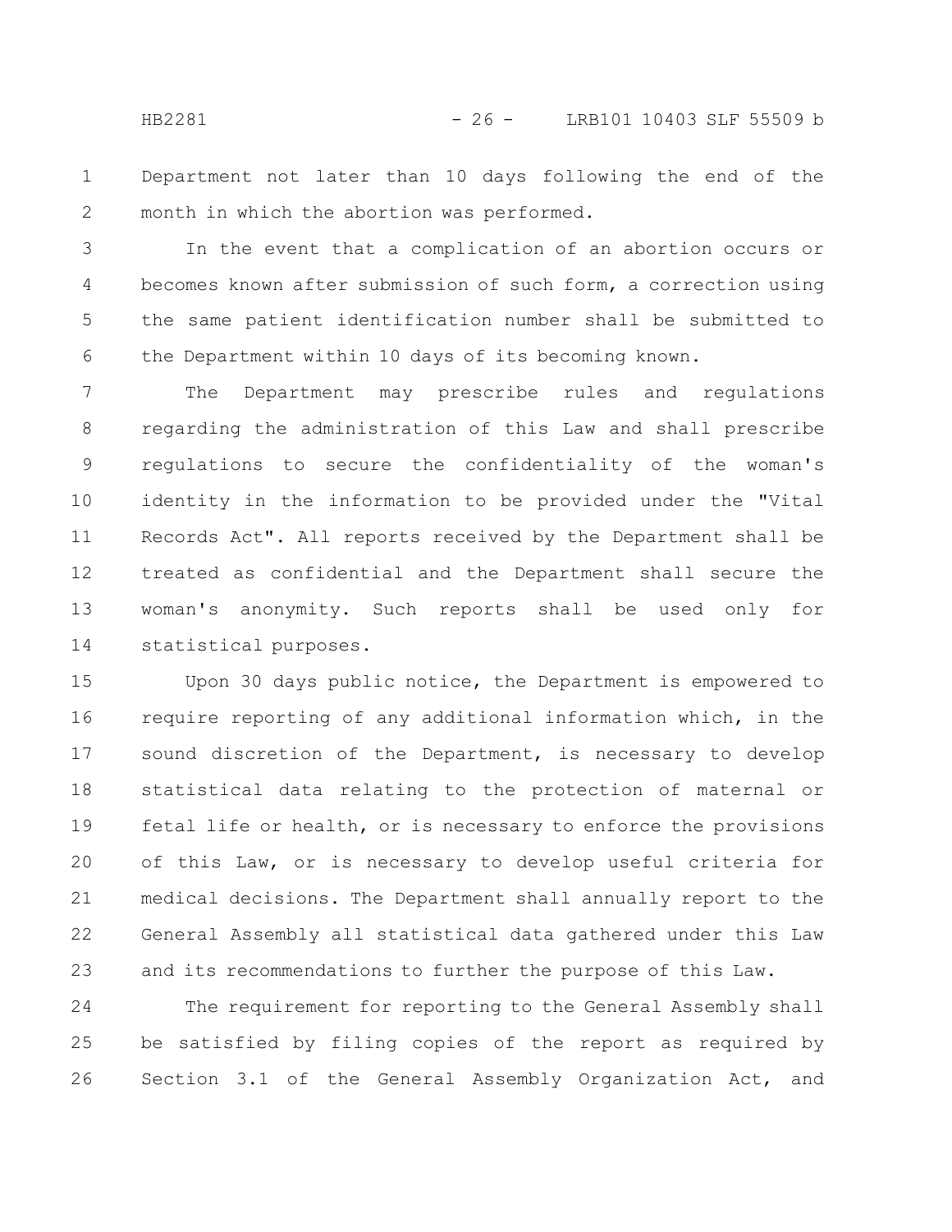Department not later than 10 days following the end of the month in which the abortion was performed.

In the event that a complication of an abortion occurs or becomes known after submission of such form, a correction using the same patient identification number shall be submitted to the Department within 10 days of its becoming known.

The Department may prescribe rules and regulations regarding the administration of this Law and shall prescribe regulations to secure the confidentiality of the woman's identity in the information to be provided under the "Vital Records Act". All reports received by the Department shall be treated as confidential and the Department shall secure the woman's anonymity. Such reports shall be used only for statistical purposes.

Upon 30 days public notice, the Department is empowered to require reporting of any additional information which, in the sound discretion of the Department, is necessary to develop statistical data relating to the protection of maternal or fetal life or health, or is necessary to enforce the provisions of this Law, or is necessary to develop useful criteria for medical decisions. The Department shall annually report to the General Assembly all statistical data gathered under this Law and its recommendations to further the purpose of this Law.

The requirement for reporting to the General Assembly shall be satisfied by filing copies of the report as required by Section 3.1 of the General Assembly Organization Act, and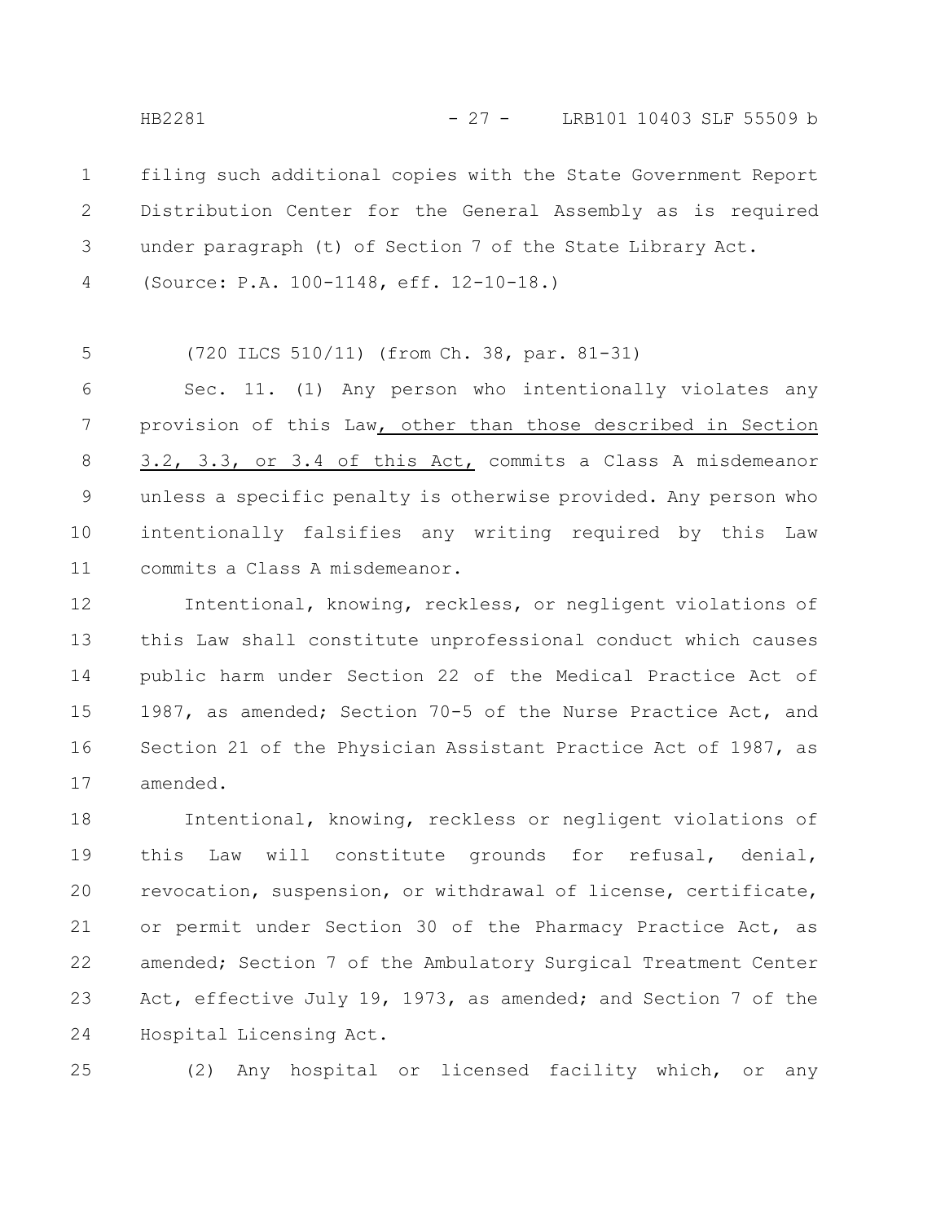filing such additional copies with the State Government Report Distribution Center for the General Assembly as is required under paragraph (t) of Section 7 of the State Library Act.

(Source: P.A. 100-1148, eff. 12-10-18.)

(720 ILCS 510/11) (from Ch. 38, par. 81-31)

Sec. 11. (1) Any person who intentionally violates any provision of this Law, other than those described in Section 3.2, 3.3, or 3.4 of this Act, commits a Class A misdemeanor unless a specific penalty is otherwise provided. Any person who intentionally falsifies any writing required by this Law commits a Class A misdemeanor.

Intentional, knowing, reckless, or negligent violations of this Law shall constitute unprofessional conduct which causes public harm under Section 22 of the Medical Practice Act of 1987, as amended; Section 70-5 of the Nurse Practice Act, and Section 21 of the Physician Assistant Practice Act of 1987, as amended.

Intentional, knowing, reckless or negligent violations of this Law will constitute grounds for refusal, denial, revocation, suspension, or withdrawal of license, certificate, or permit under Section 30 of the Pharmacy Practice Act, as amended; Section 7 of the Ambulatory Surgical Treatment Center Act, effective July 19, 1973, as amended; and Section 7 of the Hospital Licensing Act.

(2) Any hospital or licensed facility which, or any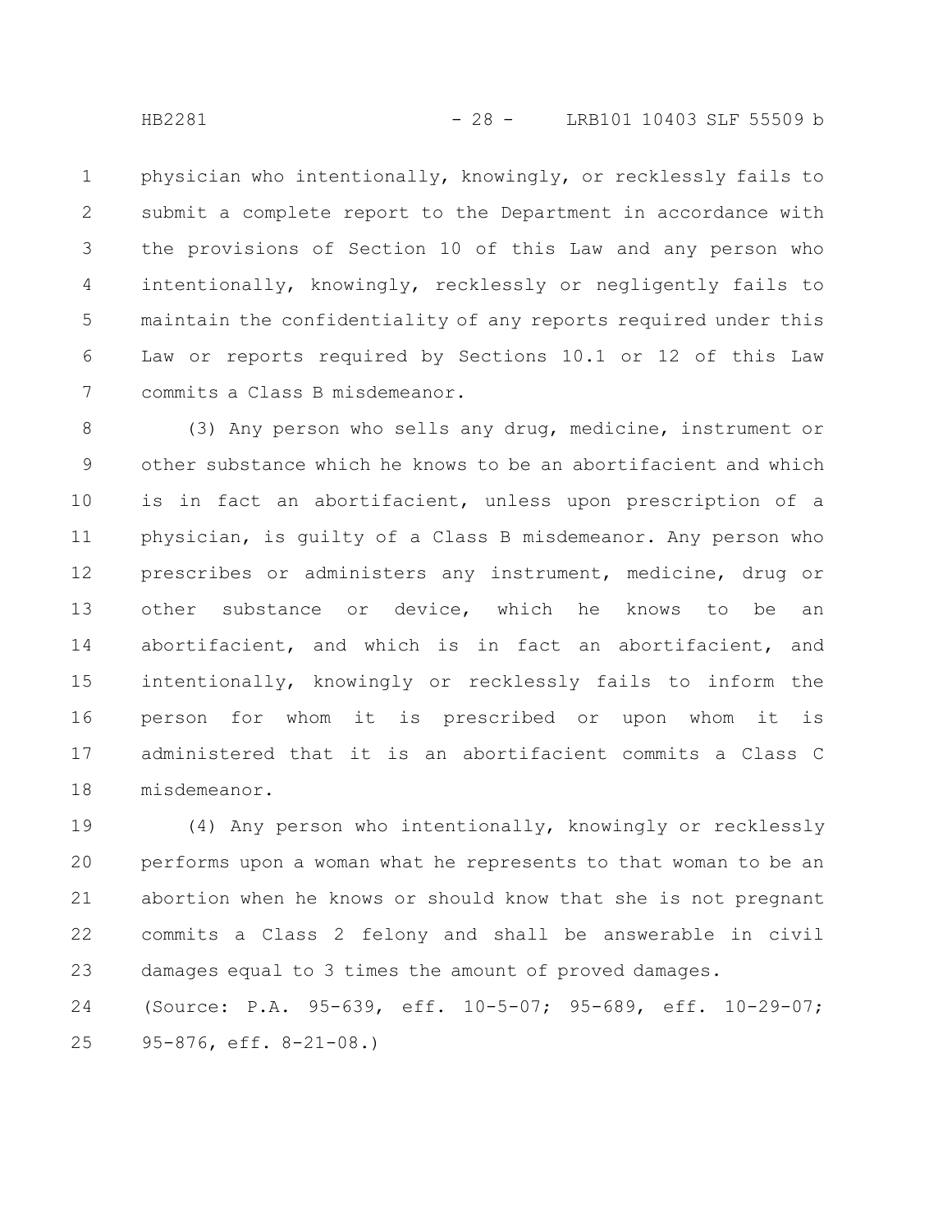physician who intentionally, knowingly, or recklessly fails to submit a complete report to the Department in accordance with the provisions of Section 10 of this Law and any person who intentionally, knowingly, recklessly or negligently fails to maintain the confidentiality of any reports required under this Law or reports required by Sections 10.1 or 12 of this Law commits a Class B misdemeanor.

(3) Any person who sells any drug, medicine, instrument or other substance which he knows to be an abortifacient and which is in fact an abortifacient, unless upon prescription of a physician, is guilty of a Class B misdemeanor. Any person who prescribes or administers any instrument, medicine, drug or other substance or device, which he knows to be an abortifacient, and which is in fact an abortifacient, and intentionally, knowingly or recklessly fails to inform the person for whom it is prescribed or upon whom it is administered that it is an abortifacient commits a Class C misdemeanor.

(4) Any person who intentionally, knowingly or recklessly performs upon a woman what he represents to that woman to be an abortion when he knows or should know that she is not pregnant commits a Class 2 felony and shall be answerable in civil damages equal to 3 times the amount of proved damages.

(Source: P.A. 95-639, eff. 10-5-07; 95-689, eff. 10-29-07; 95-876, eff. 8-21-08.)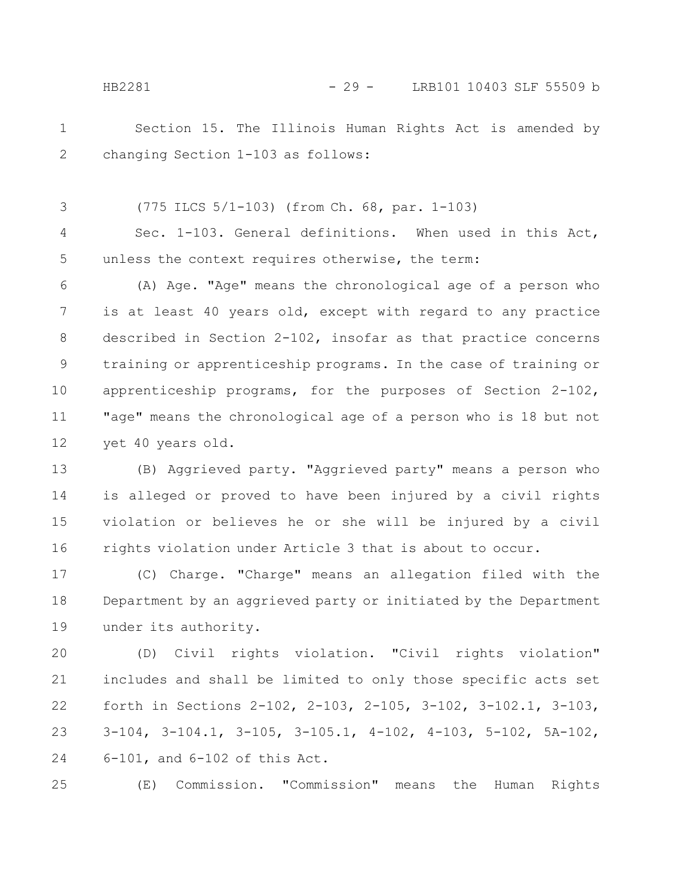Section 15. The Illinois Human Rights Act is amended by changing Section 1-103 as follows:

(775 ILCS 5/1-103) (from Ch. 68, par. 1-103)

Sec. 1-103. General definitions. When used in this Act, unless the context requires otherwise, the term:

(A) Age. "Age" means the chronological age of a person who is at least 40 years old, except with regard to any practice described in Section 2-102, insofar as that practice concerns training or apprenticeship programs. In the case of training or apprenticeship programs, for the purposes of Section 2-102, "age" means the chronological age of a person who is 18 but not yet 40 years old.

(B) Aggrieved party. "Aggrieved party" means a person who is alleged or proved to have been injured by a civil rights violation or believes he or she will be injured by a civil rights violation under Article 3 that is about to occur.

(C) Charge. "Charge" means an allegation filed with the Department by an aggrieved party or initiated by the Department under its authority.

(D) Civil rights violation. "Civil rights violation" includes and shall be limited to only those specific acts set forth in Sections 2-102, 2-103, 2-105, 3-102, 3-102.1, 3-103, 3-104, 3-104.1, 3-105, 3-105.1, 4-102, 4-103, 5-102, 5A-102, 6-101, and 6-102 of this Act.

(E) Commission. "Commission" means the Human Rights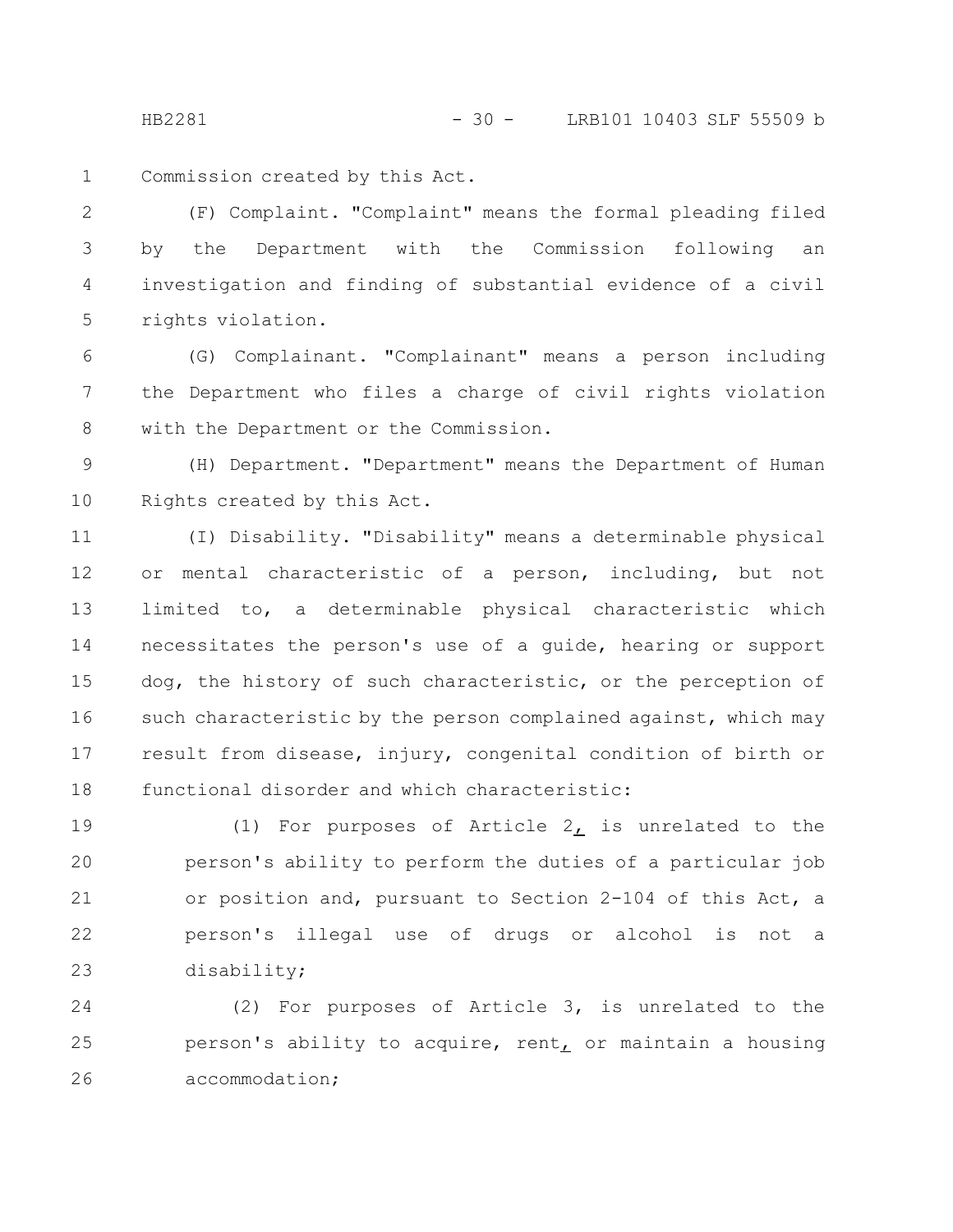Commission created by this Act.

(F) Complaint. "Complaint" means the formal pleading filed by the Department with the Commission following an investigation and finding of substantial evidence of a civil rights violation.

(G) Complainant. "Complainant" means a person including the Department who files a charge of civil rights violation with the Department or the Commission.

(H) Department. "Department" means the Department of Human Rights created by this Act.

(I) Disability. "Disability" means a determinable physical or mental characteristic of a person, including, but not limited to, a determinable physical characteristic which necessitates the person's use of a guide, hearing or support dog, the history of such characteristic, or the perception of such characteristic by the person complained against, which may result from disease, injury, congenital condition of birth or functional disorder and which characteristic:

(1) For purposes of Article 2, is unrelated to the person's ability to perform the duties of a particular job or position and, pursuant to Section 2-104 of this Act, a person's illegal use of drugs or alcohol is not a disability;

(2) For purposes of Article 3, is unrelated to the person's ability to acquire, rent, or maintain a housing accommodation;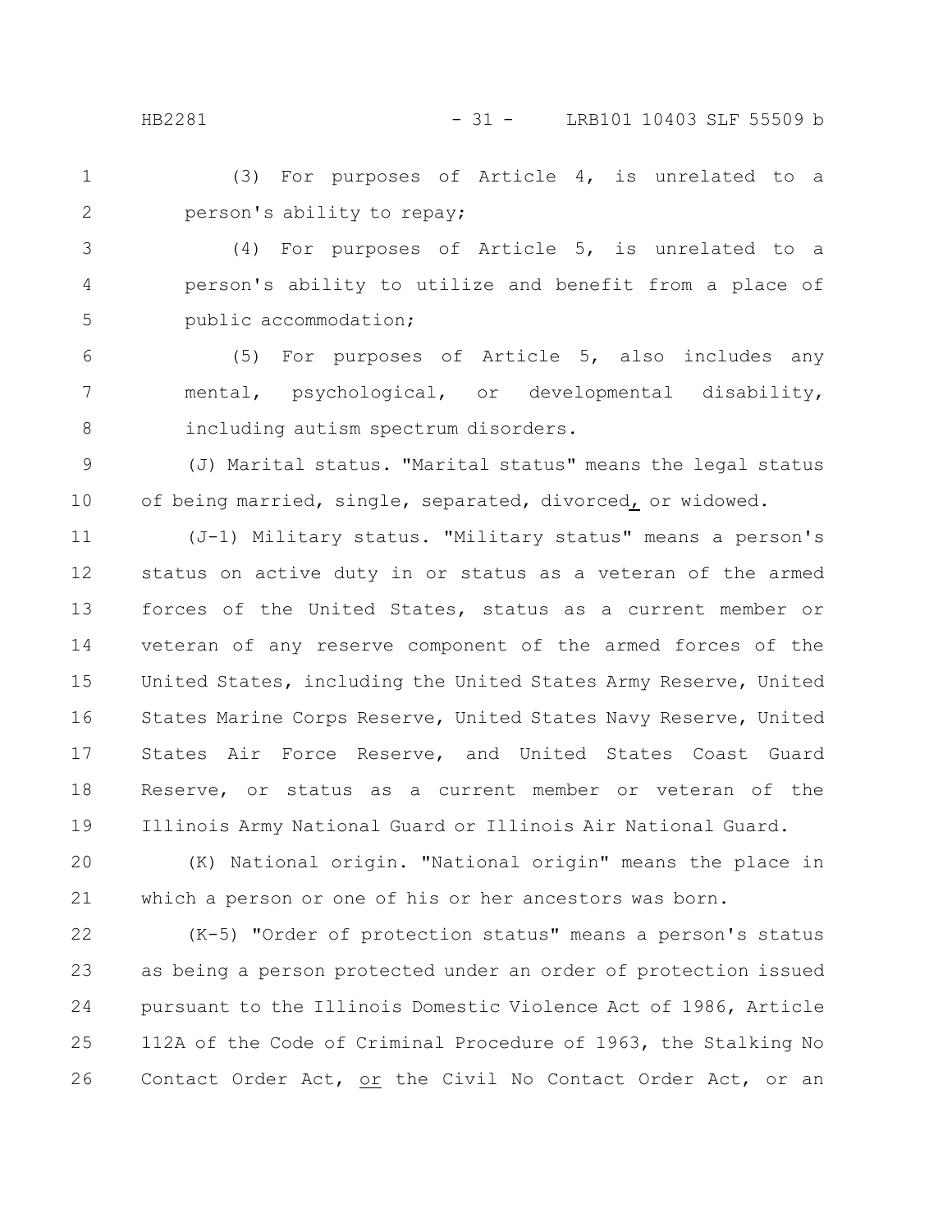(3) For purposes of Article 4, is unrelated to a person's ability to repay;

(4) For purposes of Article 5, is unrelated to a person's ability to utilize and benefit from a place of public accommodation;

(5) For purposes of Article 5, also includes any mental, psychological, or developmental disability, including autism spectrum disorders.

(J) Marital status. "Marital status" means the legal status of being married, single, separated, divorced, or widowed.

(J-1) Military status. "Military status" means a person's status on active duty in or status as a veteran of the armed forces of the United States, status as a current member or veteran of any reserve component of the armed forces of the United States, including the United States Army Reserve, United States Marine Corps Reserve, United States Navy Reserve, United States Air Force Reserve, and United States Coast Guard Reserve, or status as a current member or veteran of the Illinois Army National Guard or Illinois Air National Guard.

(K) National origin. "National origin" means the place in which a person or one of his or her ancestors was born.

(K-5) "Order of protection status" means a person's status as being a person protected under an order of protection issued pursuant to the Illinois Domestic Violence Act of 1986, Article 112A of the Code of Criminal Procedure of 1963, the Stalking No Contact Order Act, or the Civil No Contact Order Act, or an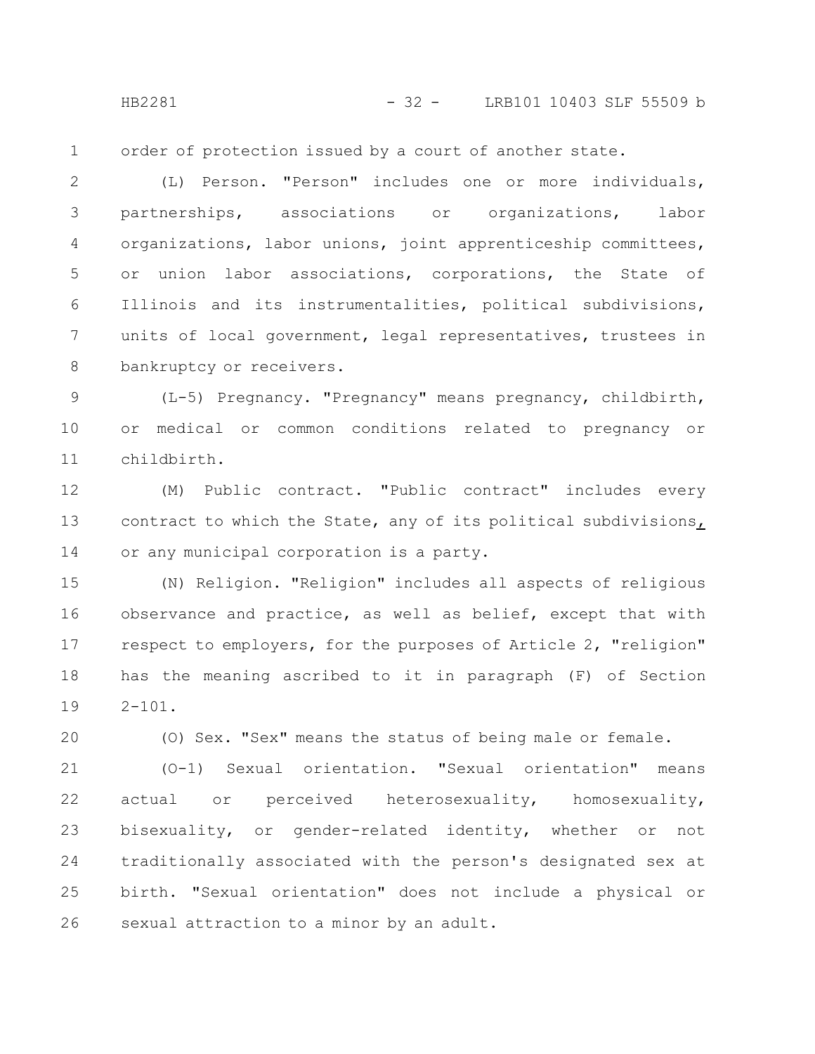order of protection issued by a court of another state.

(L) Person. "Person" includes one or more individuals, partnerships, associations or organizations, labor organizations, labor unions, joint apprenticeship committees, or union labor associations, corporations, the State of Illinois and its instrumentalities, political subdivisions, units of local government, legal representatives, trustees in bankruptcy or receivers.

(L-5) Pregnancy. "Pregnancy" means pregnancy, childbirth, or medical or common conditions related to pregnancy or childbirth.

(M) Public contract. "Public contract" includes every contract to which the State, any of its political subdivisions, or any municipal corporation is a party.

(N) Religion. "Religion" includes all aspects of religious observance and practice, as well as belief, except that with respect to employers, for the purposes of Article 2, "religion" has the meaning ascribed to it in paragraph (F) of Section 2-101.

(O) Sex. "Sex" means the status of being male or female.

(O-1) Sexual orientation. "Sexual orientation" means actual or perceived heterosexuality, homosexuality, bisexuality, or gender-related identity, whether or not traditionally associated with the person's designated sex at birth. "Sexual orientation" does not include a physical or sexual attraction to a minor by an adult.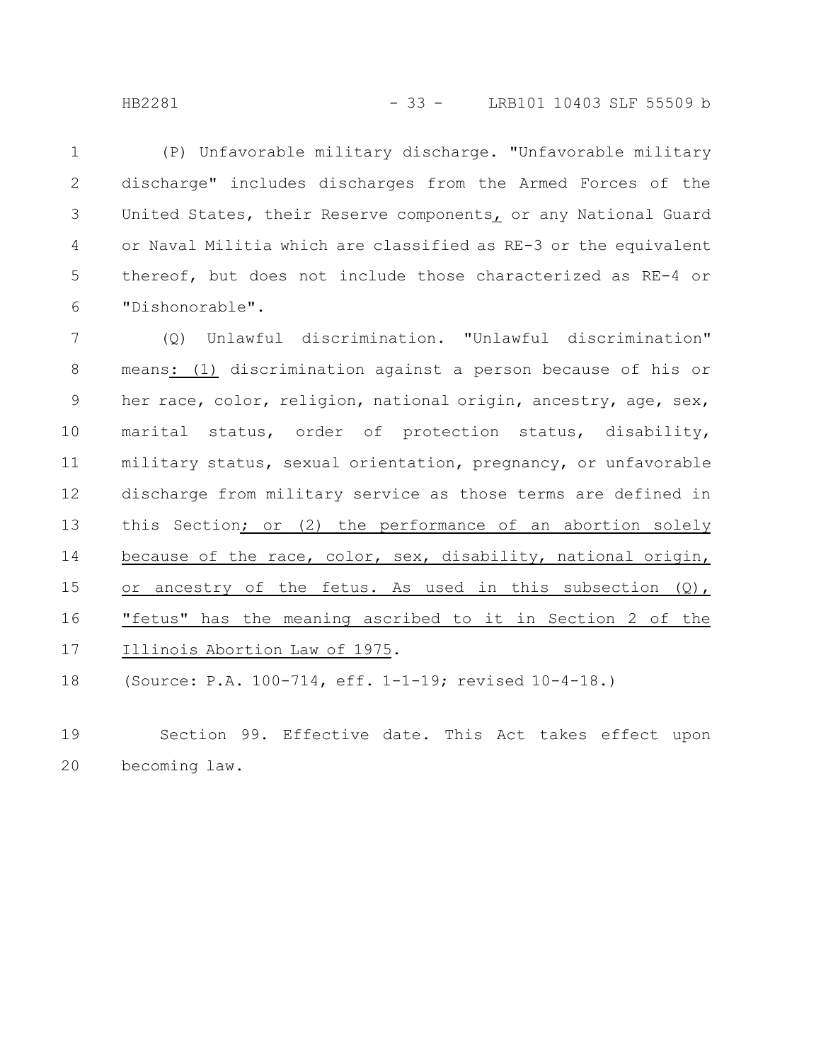(P) Unfavorable military discharge. "Unfavorable military discharge" includes discharges from the Armed Forces of the United States, their Reserve components, or any National Guard or Naval Militia which are classified as RE-3 or the equivalent thereof, but does not include those characterized as RE-4 or "Dishonorable".

(Q) Unlawful discrimination. "Unlawful discrimination" means: (1) discrimination against a person because of his or her race, color, religion, national origin, ancestry, age, sex, marital status, order of protection status, disability, military status, sexual orientation, pregnancy, or unfavorable discharge from military service as those terms are defined in this Section; or (2) the performance of an abortion solely because of the race, color, sex, disability, national origin, or ancestry of the fetus. As used in this subsection (Q), "fetus" has the meaning ascribed to it in Section 2 of the Illinois Abortion Law of 1975.

(Source: P.A. 100-714, eff. 1-1-19; revised 10-4-18.)

Section 99. Effective date. This Act takes effect upon becoming law.